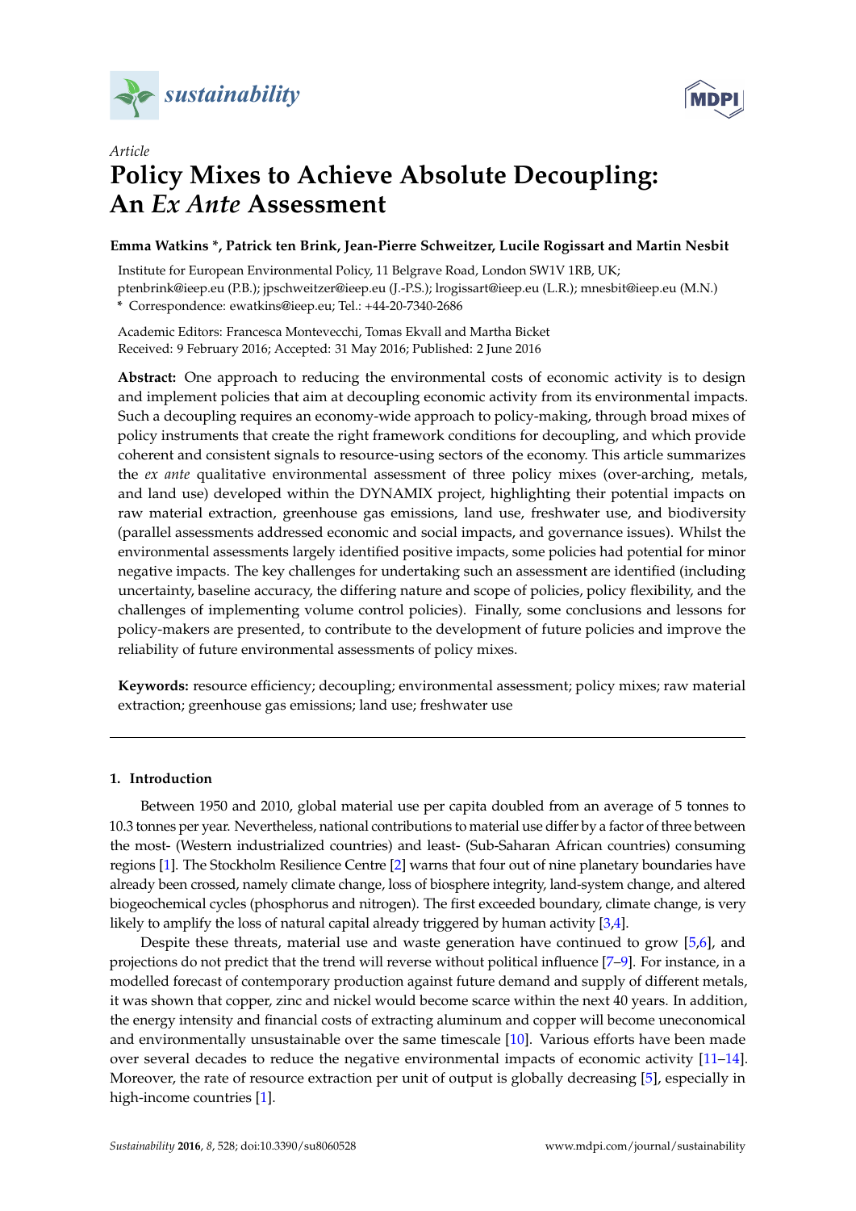*Article*

# Policy Mixes to Achieve Absolute Decoupling: An *Ex Ante* Assessment

**Emma Watkins *, Patrick ten Brink, Jean-Pierre Schweitzer, Lucile Rogissart and Martin Nesbit**

Institute for European Environmental Policy, 11 Belgrave Road, London SW1V 1RB, UK; ptenbrink@ieep.eu (P.B.); jpschweitzer@ieep.eu (J.-P.S.); lrogissart@ieep.eu (L.R.); mnesbit@ieep.eu (M.N.)

\* Correspondence: ewatkins@ieep.eu; Tel.: +44-20-7340-2686

Academic Editors: Francesca Montevecchi, Tomas Ekvall and Martha Bicket

Received: 9 February 2016; Accepted: 31 May 2016; Published: 2 June 2016

**Abstract:** One approach to reducing the environmental costs of economic activity is to design and implement policies that aim at decoupling economic activity from its environmental impacts. Such a decoupling requires an economy-wide approach to policy-making, through broad mixes of policy instruments that create the right framework conditions for decoupling, and which provide coherent and consistent signals to resource-using sectors of the economy. This article summarizes the *ex ante* qualitative environmental assessment of three policy mixes (over-arching, metals, and land use) developed within the DYNAMIX project, highlighting their potential impacts on raw material extraction, greenhouse gas emissions, land use, freshwater use, and biodiversity (parallel assessments addressed economic and social impacts, and governance issues). Whilst the environmental assessments largely identified positive impacts, some policies had potential for minor negative impacts. The key challenges for undertaking such an assessment are identified (including uncertainty, baseline accuracy, the differing nature and scope of policies, policy flexibility, and the challenges of implementing volume control policies). Finally, some conclusions and lessons for policy-makers are presented, to contribute to the development of future policies and improve the reliability of future environmental assessments of policy mixes.

**Keywords:** resource efficiency; decoupling; environmental assessment; policy mixes; raw material extraction; greenhouse gas emissions; land use; freshwater use

## 1. Introduction

Between 1950 and 2010, global material use per capita doubled from an average of 5 tonnes to 10.3 tonnes per year. Nevertheless, national contributions to material use differ by a factor of three between the most- (Western industrialized countries) and least- (Sub-Saharan African countries) consuming regions [1]. The Stockholm Resilience Centre [2] warns that four out of nine planetary boundaries have already been crossed, namely climate change, loss of biosphere integrity, land-system change, and altered biogeochemical cycles (phosphorus and nitrogen). The first exceeded boundary, climate change, is very likely to amplify the loss of natural capital already triggered by human activity [3,4].

Despite these threats, material use and waste generation have continued to grow [5,6], and projections do not predict that the trend will reverse without political influence [7–9]. For instance, in a modelled forecast of contemporary production against future demand and supply of different metals, it was shown that copper, zinc and nickel would become scarce within the next 40 years. In addition, the energy intensity and financial costs of extracting aluminum and copper will become uneconomical and environmentally unsustainable over the same timescale [10]. Various efforts have been made over several decades to reduce the negative environmental impacts of economic activity [11–14]. Moreover, the rate of resource extraction per unit of output is globally decreasing [5], especially in high-income countries [1].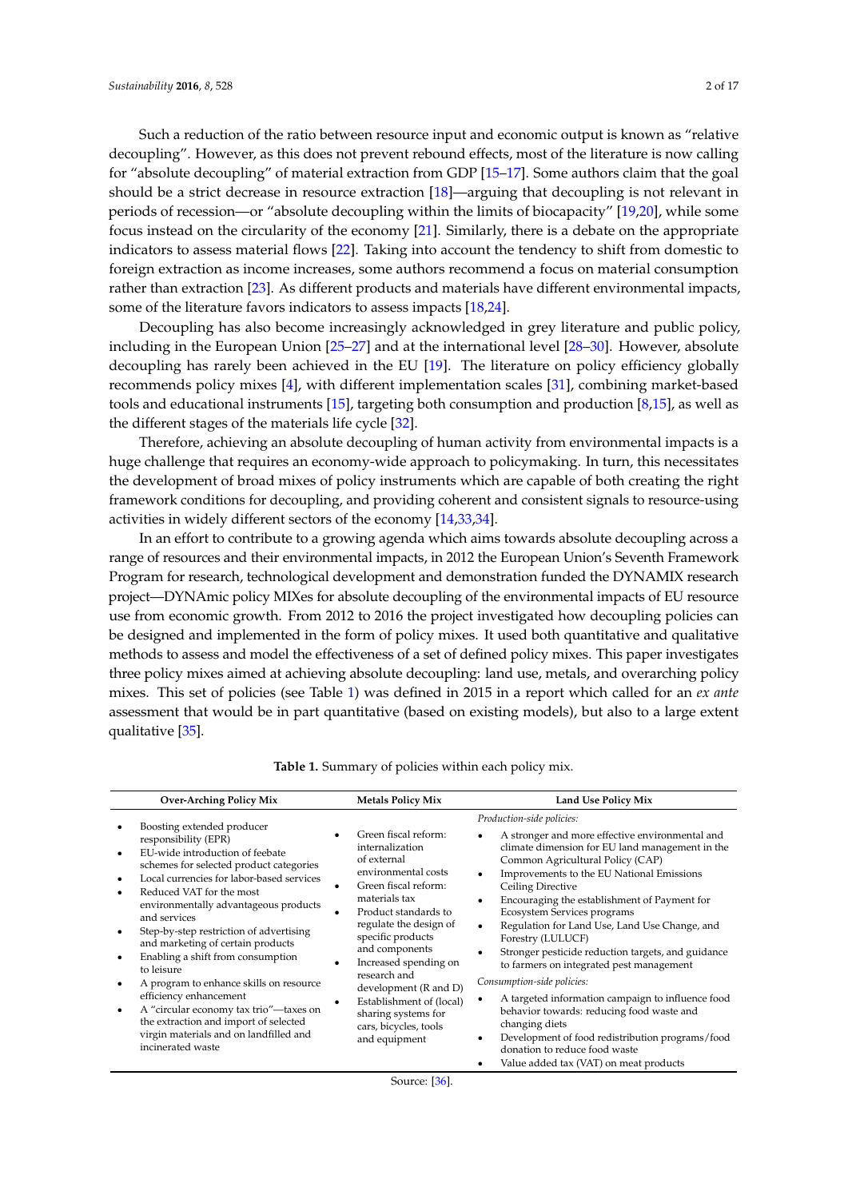Such a reduction of the ratio between resource input and economic output is known as "relative decoupling". However, as this does not prevent rebound effects, most of the literature is now calling for "absolute decoupling" of material extraction from GDP [15–17]. Some authors claim that the goal should be a strict decrease in resource extraction [18]—arguing that decoupling is not relevant in periods of recession—or "absolute decoupling within the limits of biocapacity" [19,20], while some focus instead on the circularity of the economy [21]. Similarly, there is a debate on the appropriate indicators to assess material flows [22]. Taking into account the tendency to shift from domestic to foreign extraction as income increases, some authors recommend a focus on material consumption rather than extraction [23]. As different products and materials have different environmental impacts, some of the literature favors indicators to assess impacts [18,24].

Decoupling has also become increasingly acknowledged in grey literature and public policy, including in the European Union [25–27] and at the international level [28–30]. However, absolute decoupling has rarely been achieved in the EU [19]. The literature on policy efficiency globally recommends policy mixes [4], with different implementation scales [31], combining market-based tools and educational instruments [15], targeting both consumption and production [8,15], as well as the different stages of the materials life cycle [32].

Therefore, achieving an absolute decoupling of human activity from environmental impacts is a huge challenge that requires an economy-wide approach to policymaking. In turn, this necessitates the development of broad mixes of policy instruments which are capable of both creating the right framework conditions for decoupling, and providing coherent and consistent signals to resource-using activities in widely different sectors of the economy [14,33,34].

In an effort to contribute to a growing agenda which aims towards absolute decoupling across a range of resources and their environmental impacts, in 2012 the European Union's Seventh Framework Program for research, technological development and demonstration funded the DYNAMIX research project—DYNAmic policy MIXes for absolute decoupling of the environmental impacts of EU resource use from economic growth. From 2012 to 2016 the project investigated how decoupling policies can be designed and implemented in the form of policy mixes. It used both quantitative and qualitative methods to assess and model the effectiveness of a set of defined policy mixes. This paper investigates three policy mixes aimed at achieving absolute decoupling: land use, metals, and overarching policy mixes. This set of policies (see Table 1) was defined in 2015 in a report which called for an *ex ante* assessment that would be in part quantitative (based on existing models), but also to a large extent qualitative [35].

**Table 1.** Summary of policies within each policy mix.

| Over-Arching Policy Mix | Metals Policy Mix | Land Use Policy Mix |
|---|---|---|
| • Boosting extended producer responsibility (EPR)<br>• EU-wide introduction of feebate schemes for selected product categories<br>• Local currencies for labor-based services<br>• Reduced VAT for the most environmentally advantageous products and services<br>• Step-by-step restriction of advertising and marketing of certain products<br>• Enabling a shift from consumption to leisure<br>• A program to enhance skills on resource efficiency enhancement<br>• A "circular economy tax trio"—taxes on the extraction and import of selected virgin materials and on landfilled and incinerated waste | • Green fiscal reform: internalization of external environmental costs<br>• Green fiscal reform: materials tax<br>• Product standards to regulate the design of specific products and components<br>• Increased spending on research and development (R and D)<br>• Establishment of (local) sharing systems for cars, bicycles, tools and equipment | *Production-side policies:*<br>• A stronger and more effective environmental and climate dimension for EU land management in the Common Agricultural Policy (CAP)<br>• Improvements to the EU National Emissions Ceiling Directive<br>• Encouraging the establishment of Payment for Ecosystem Services programs<br>• Regulation for Land Use, Land Use Change, and Forestry (LULUCF)<br>• Stronger pesticide reduction targets, and guidance to farmers on integrated pest management<br>*Consumption-side policies:*<br>• A targeted information campaign to influence food behavior towards: reducing food waste and changing diets<br>• Development of food redistribution programs/food donation to reduce food waste<br>• Value added tax (VAT) on meat products |

Source: [36].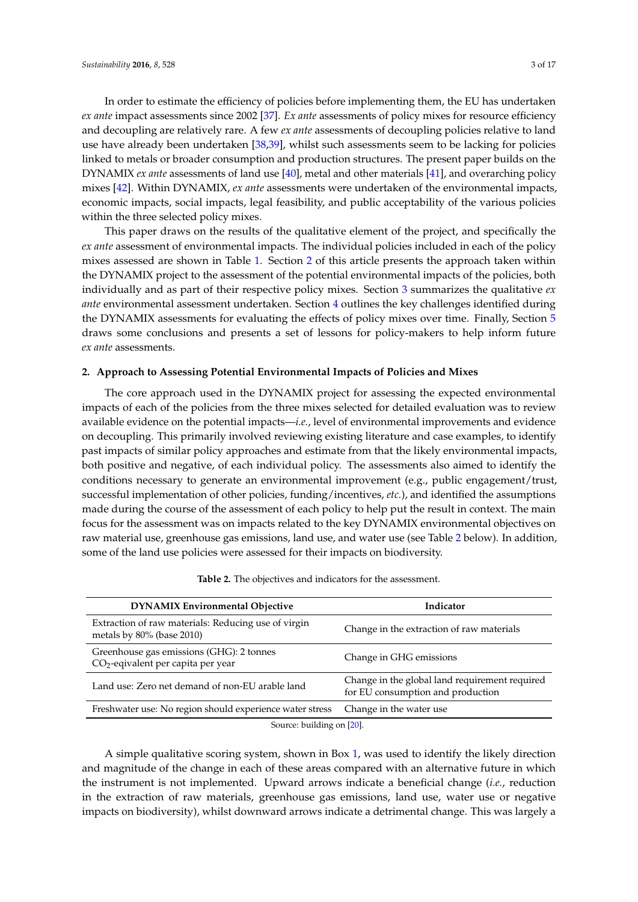In order to estimate the efficiency of policies before implementing them, the EU has undertaken *ex ante* impact assessments since 2002 [37]. *Ex ante* assessments of policy mixes for resource efficiency and decoupling are relatively rare. A few *ex ante* assessments of decoupling policies relative to land use have already been undertaken [38,39], whilst such assessments seem to be lacking for policies linked to metals or broader consumption and production structures. The present paper builds on the DYNAMIX *ex ante* assessments of land use [40], metal and other materials [41], and overarching policy mixes [42]. Within DYNAMIX, *ex ante* assessments were undertaken of the environmental impacts, economic impacts, social impacts, legal feasibility, and public acceptability of the various policies within the three selected policy mixes.

This paper draws on the results of the qualitative element of the project, and specifically the *ex ante* assessment of environmental impacts. The individual policies included in each of the policy mixes assessed are shown in Table 1. Section 2 of this article presents the approach taken within the DYNAMIX project to the assessment of the potential environmental impacts of the policies, both individually and as part of their respective policy mixes. Section 3 summarizes the qualitative *ex ante* environmental assessment undertaken. Section 4 outlines the key challenges identified during the DYNAMIX assessments for evaluating the effects of policy mixes over time. Finally, Section 5 draws some conclusions and presents a set of lessons for policy-makers to help inform future *ex ante* assessments.

## 2. Approach to Assessing Potential Environmental Impacts of Policies and Mixes

The core approach used in the DYNAMIX project for assessing the expected environmental impacts of each of the policies from the three mixes selected for detailed evaluation was to review available evidence on the potential impacts—*i.e.*, level of environmental improvements and evidence on decoupling. This primarily involved reviewing existing literature and case examples, to identify past impacts of similar policy approaches and estimate from that the likely environmental impacts, both positive and negative, of each individual policy. The assessments also aimed to identify the conditions necessary to generate an environmental improvement (e.g., public engagement/trust, successful implementation of other policies, funding/incentives, *etc.*), and identified the assumptions made during the course of the assessment of each policy to help put the result in context. The main focus for the assessment was on impacts related to the key DYNAMIX environmental objectives on raw material use, greenhouse gas emissions, land use, and water use (see Table 2 below). In addition, some of the land use policies were assessed for their impacts on biodiversity.

**Table 2.** The objectives and indicators for the assessment.

| DYNAMIX Environmental Objective | Indicator |
|---|---|
| Extraction of raw materials: Reducing use of virgin metals by 80% (base 2010) | Change in the extraction of raw materials |
| Greenhouse gas emissions (GHG): 2 tonnes $CO_2$-eqivalent per capita per year | Change in GHG emissions |
| Land use: Zero net demand of non-EU arable land | Change in the global land requirement required for EU consumption and production |
| Freshwater use: No region should experience water stress | Change in the water use |

Source: building on [20].

A simple qualitative scoring system, shown in Box 1, was used to identify the likely direction and magnitude of the change in each of these areas compared with an alternative future in which the instrument is not implemented. Upward arrows indicate a beneficial change (*i.e.*, reduction in the extraction of raw materials, greenhouse gas emissions, land use, water use or negative impacts on biodiversity), whilst downward arrows indicate a detrimental change. This was largely a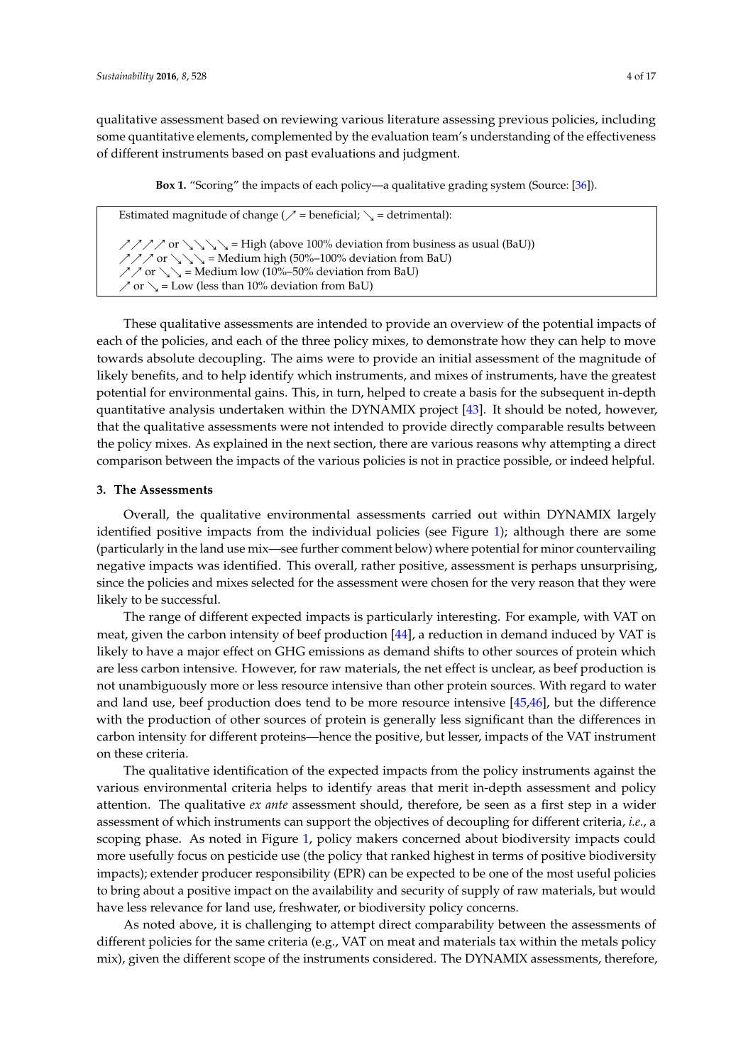qualitative assessment based on reviewing various literature assessing previous policies, including some quantitative elements, complemented by the evaluation team's understanding of the effectiveness of different instruments based on past evaluations and judgment.

**Box 1.** "Scoring" the impacts of each policy—a qualitative grading system (Source: [36]).

> Estimated magnitude of change (↗ = beneficial; ↘ = detrimental):
>
> ↗↗↗↗ or ↘↘↘↘ = High (above 100% deviation from business as usual (BaU))
> ↗↗↗ or ↘↘↘ = Medium high (50%–100% deviation from BaU)
> ↗↗ or ↘↘ = Medium low (10%–50% deviation from BaU)
> ↗ or ↘ = Low (less than 10% deviation from BaU)

These qualitative assessments are intended to provide an overview of the potential impacts of each of the policies, and each of the three policy mixes, to demonstrate how they can help to move towards absolute decoupling. The aims were to provide an initial assessment of the magnitude of likely benefits, and to help identify which instruments, and mixes of instruments, have the greatest potential for environmental gains. This, in turn, helped to create a basis for the subsequent in-depth quantitative analysis undertaken within the DYNAMIX project [43]. It should be noted, however, that the qualitative assessments were not intended to provide directly comparable results between the policy mixes. As explained in the next section, there are various reasons why attempting a direct comparison between the impacts of the various policies is not in practice possible, or indeed helpful.

## 3. The Assessments

Overall, the qualitative environmental assessments carried out within DYNAMIX largely identified positive impacts from the individual policies (see Figure 1); although there are some (particularly in the land use mix—see further comment below) where potential for minor countervailing negative impacts was identified. This overall, rather positive, assessment is perhaps unsurprising, since the policies and mixes selected for the assessment were chosen for the very reason that they were likely to be successful.

The range of different expected impacts is particularly interesting. For example, with VAT on meat, given the carbon intensity of beef production [44], a reduction in demand induced by VAT is likely to have a major effect on GHG emissions as demand shifts to other sources of protein which are less carbon intensive. However, for raw materials, the net effect is unclear, as beef production is not unambiguously more or less resource intensive than other protein sources. With regard to water and land use, beef production does tend to be more resource intensive [45,46], but the difference with the production of other sources of protein is generally less significant than the differences in carbon intensity for different proteins—hence the positive, but lesser, impacts of the VAT instrument on these criteria.

The qualitative identification of the expected impacts from the policy instruments against the various environmental criteria helps to identify areas that merit in-depth assessment and policy attention. The qualitative *ex ante* assessment should, therefore, be seen as a first step in a wider assessment of which instruments can support the objectives of decoupling for different criteria, *i.e.*, a scoping phase. As noted in Figure 1, policy makers concerned about biodiversity impacts could more usefully focus on pesticide use (the policy that ranked highest in terms of positive biodiversity impacts); extender producer responsibility (EPR) can be expected to be one of the most useful policies to bring about a positive impact on the availability and security of supply of raw materials, but would have less relevance for land use, freshwater, or biodiversity policy concerns.

As noted above, it is challenging to attempt direct comparability between the assessments of different policies for the same criteria (e.g., VAT on meat and materials tax within the metals policy mix), given the different scope of the instruments considered. The DYNAMIX assessments, therefore,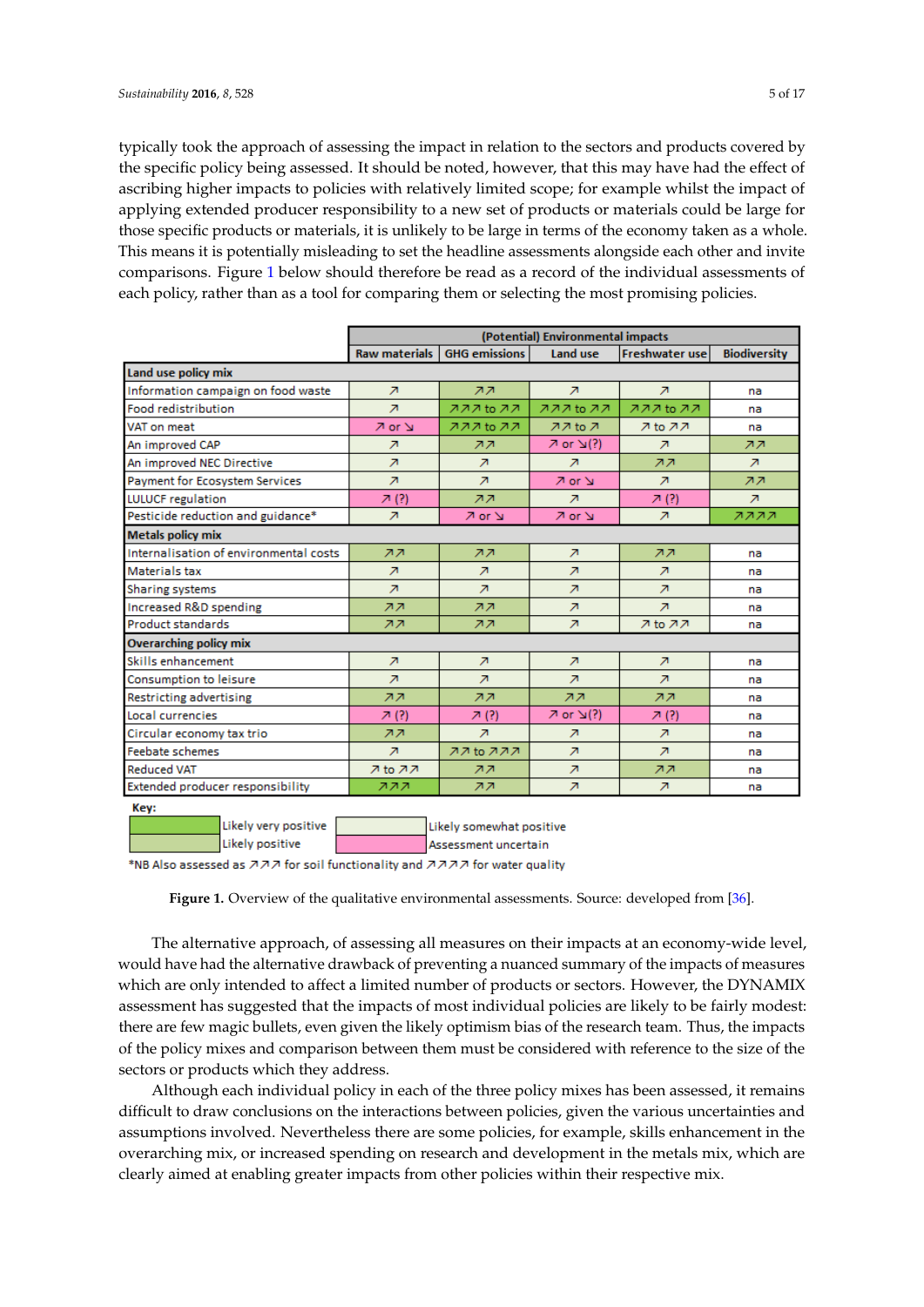typically took the approach of assessing the impact in relation to the sectors and products covered by the specific policy being assessed. It should be noted, however, that this may have had the effect of ascribing higher impacts to policies with relatively limited scope; for example whilst the impact of applying extended producer responsibility to a new set of products or materials could be large for those specific products or materials, it is unlikely to be large in terms of the economy taken as a whole. This means it is potentially misleading to set the headline assessments alongside each other and invite comparisons. Figure 1 below should therefore be read as a record of the individual assessments of each policy, rather than as a tool for comparing them or selecting the most promising policies.

| | (Potential) Environmental impacts | | | | |
|---|---|---|---|---|---|
| | Raw materials | GHG emissions | Land use | Freshwater use | Biodiversity |
| **Land use policy mix** | | | | | |
| Information campaign on food waste | ↗ | ↗↗ | ↗ | ↗ | na |
| Food redistribution | ↗ | ↗↗↗ to ↗↗ | ↗↗↗ to ↗↗ | ↗↗↗ to ↗↗ | na |
| VAT on meat | ↗ or ↘ | ↗↗↗ to ↗↗ | ↗↗ to ↗ | ↗ to ↗↗ | na |
| An improved CAP | ↗ | ↗↗ | ↗ or ↘(?) | ↗ | ↗↗ |
| An improved NEC Directive | ↗ | ↗ | ↗ | ↗↗ | ↗ |
| Payment for Ecosystem Services | ↗ | ↗ | ↗ or ↘ | ↗ | ↗↗ |
| LULUCF regulation | ↗ (?) | ↗↗ | ↗ | ↗ (?) | ↗ |
| Pesticide reduction and guidance* | ↗ | ↗ or ↘ | ↗ or ↘ | ↗ | ↗↗↗↗ |
| **Metals policy mix** | | | | | |
| Internalisation of environmental costs | ↗↗ | ↗↗ | ↗ | ↗↗ | na |
| Materials tax | ↗ | ↗ | ↗ | ↗ | na |
| Sharing systems | ↗ | ↗ | ↗ | ↗ | na |
| Increased R&D spending | ↗↗ | ↗↗ | ↗ | ↗ | na |
| Product standards | ↗↗ | ↗↗ | ↗ | ↗ to ↗↗ | na |
| **Overarching policy mix** | | | | | |
| Skills enhancement | ↗ | ↗ | ↗ | ↗ | na |
| Consumption to leisure | ↗ | ↗ | ↗ | ↗ | na |
| Restricting advertising | ↗↗ | ↗↗ | ↗↗ | ↗↗ | na |
| Local currencies | ↗ (?) | ↗ (?) | ↗ or ↘(?) | ↗ (?) | na |
| Circular economy tax trio | ↗↗ | ↗ | ↗ | ↗ | na |
| Feebate schemes | ↗ | ↗↗ to ↗↗↗ | ↗ | ↗ | na |
| Reduced VAT | ↗ to ↗↗ | ↗↗ | ↗ | ↗↗ | na |
| Extended producer responsibility | ↗↗↗ | ↗↗ | ↗ | ↗ | na |

Key:

| | | | |
|---|---|---|---|
| (dark green) | Likely very positive | (light) | Likely somewhat positive |
| (green) | Likely positive | (pink) | Assessment uncertain |

*NB Also assessed as ↗↗↗ for soil functionality and ↗↗↗↗ for water quality

**Figure 1.** Overview of the qualitative environmental assessments. Source: developed from [36].

The alternative approach, of assessing all measures on their impacts at an economy-wide level, would have had the alternative drawback of preventing a nuanced summary of the impacts of measures which are only intended to affect a limited number of products or sectors. However, the DYNAMIX assessment has suggested that the impacts of most individual policies are likely to be fairly modest: there are few magic bullets, even given the likely optimism bias of the research team. Thus, the impacts of the policy mixes and comparison between them must be considered with reference to the size of the sectors or products which they address.

Although each individual policy in each of the three policy mixes has been assessed, it remains difficult to draw conclusions on the interactions between policies, given the various uncertainties and assumptions involved. Nevertheless there are some policies, for example, skills enhancement in the overarching mix, or increased spending on research and development in the metals mix, which are clearly aimed at enabling greater impacts from other policies within their respective mix.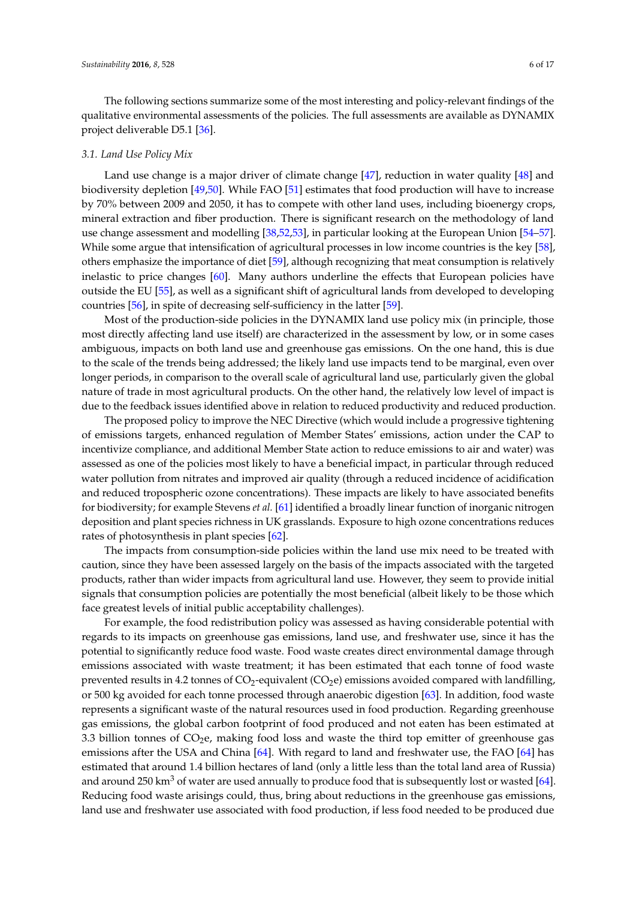The following sections summarize some of the most interesting and policy-relevant findings of the qualitative environmental assessments of the policies. The full assessments are available as DYNAMIX project deliverable D5.1 [36].

### 3.1. Land Use Policy Mix

Land use change is a major driver of climate change [47], reduction in water quality [48] and biodiversity depletion [49,50]. While FAO [51] estimates that food production will have to increase by 70% between 2009 and 2050, it has to compete with other land uses, including bioenergy crops, mineral extraction and fiber production. There is significant research on the methodology of land use change assessment and modelling [38,52,53], in particular looking at the European Union [54–57]. While some argue that intensification of agricultural processes in low income countries is the key [58], others emphasize the importance of diet [59], although recognizing that meat consumption is relatively inelastic to price changes [60]. Many authors underline the effects that European policies have outside the EU [55], as well as a significant shift of agricultural lands from developed to developing countries [56], in spite of decreasing self-sufficiency in the latter [59].

Most of the production-side policies in the DYNAMIX land use policy mix (in principle, those most directly affecting land use itself) are characterized in the assessment by low, or in some cases ambiguous, impacts on both land use and greenhouse gas emissions. On the one hand, this is due to the scale of the trends being addressed; the likely land use impacts tend to be marginal, even over longer periods, in comparison to the overall scale of agricultural land use, particularly given the global nature of trade in most agricultural products. On the other hand, the relatively low level of impact is due to the feedback issues identified above in relation to reduced productivity and reduced production.

The proposed policy to improve the NEC Directive (which would include a progressive tightening of emissions targets, enhanced regulation of Member States' emissions, action under the CAP to incentivize compliance, and additional Member State action to reduce emissions to air and water) was assessed as one of the policies most likely to have a beneficial impact, in particular through reduced water pollution from nitrates and improved air quality (through a reduced incidence of acidification and reduced tropospheric ozone concentrations). These impacts are likely to have associated benefits for biodiversity; for example Stevens *et al.* [61] identified a broadly linear function of inorganic nitrogen deposition and plant species richness in UK grasslands. Exposure to high ozone concentrations reduces rates of photosynthesis in plant species [62].

The impacts from consumption-side policies within the land use mix need to be treated with caution, since they have been assessed largely on the basis of the impacts associated with the targeted products, rather than wider impacts from agricultural land use. However, they seem to provide initial signals that consumption policies are potentially the most beneficial (albeit likely to be those which face greatest levels of initial public acceptability challenges).

For example, the food redistribution policy was assessed as having considerable potential with regards to its impacts on greenhouse gas emissions, land use, and freshwater use, since it has the potential to significantly reduce food waste. Food waste creates direct environmental damage through emissions associated with waste treatment; it has been estimated that each tonne of food waste prevented results in 4.2 tonnes of $CO_2$-equivalent ($CO_2e$) emissions avoided compared with landfilling, or 500 kg avoided for each tonne processed through anaerobic digestion [63]. In addition, food waste represents a significant waste of the natural resources used in food production. Regarding greenhouse gas emissions, the global carbon footprint of food produced and not eaten has been estimated at 3.3 billion tonnes of $CO_2e$, making food loss and waste the third top emitter of greenhouse gas emissions after the USA and China [64]. With regard to land and freshwater use, the FAO [64] has estimated that around 1.4 billion hectares of land (only a little less than the total land area of Russia) and around 250 $km^3$ of water are used annually to produce food that is subsequently lost or wasted [64]. Reducing food waste arisings could, thus, bring about reductions in the greenhouse gas emissions, land use and freshwater use associated with food production, if less food needed to be produced due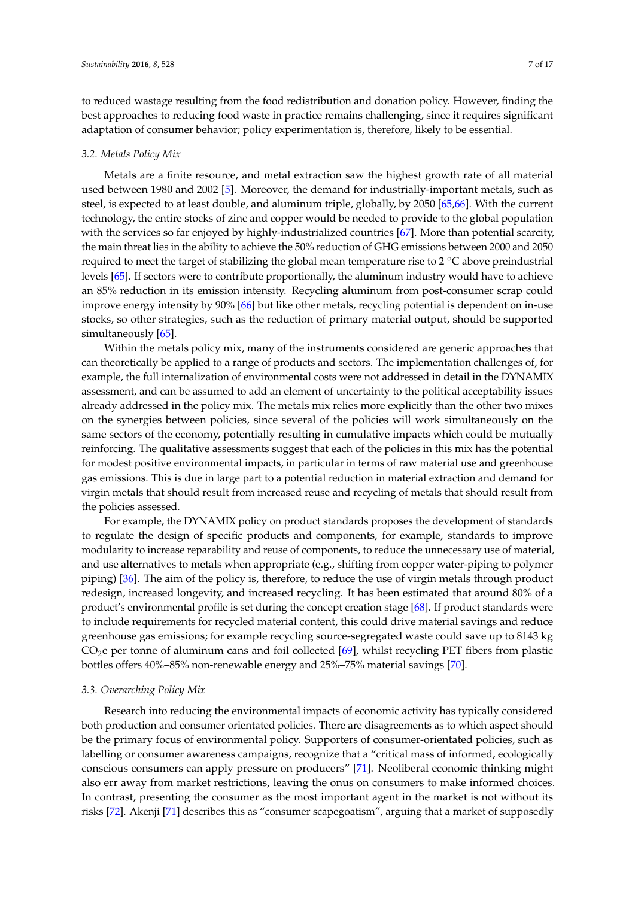to reduced wastage resulting from the food redistribution and donation policy. However, finding the best approaches to reducing food waste in practice remains challenging, since it requires significant adaptation of consumer behavior; policy experimentation is, therefore, likely to be essential.

### 3.2. Metals Policy Mix

Metals are a finite resource, and metal extraction saw the highest growth rate of all material used between 1980 and 2002 [5]. Moreover, the demand for industrially-important metals, such as steel, is expected to at least double, and aluminum triple, globally, by 2050 [65,66]. With the current technology, the entire stocks of zinc and copper would be needed to provide to the global population with the services so far enjoyed by highly-industrialized countries [67]. More than potential scarcity, the main threat lies in the ability to achieve the 50% reduction of GHG emissions between 2000 and 2050 required to meet the target of stabilizing the global mean temperature rise to 2 °C above preindustrial levels [65]. If sectors were to contribute proportionally, the aluminum industry would have to achieve an 85% reduction in its emission intensity. Recycling aluminum from post-consumer scrap could improve energy intensity by 90% [66] but like other metals, recycling potential is dependent on in-use stocks, so other strategies, such as the reduction of primary material output, should be supported simultaneously [65].

Within the metals policy mix, many of the instruments considered are generic approaches that can theoretically be applied to a range of products and sectors. The implementation challenges of, for example, the full internalization of environmental costs were not addressed in detail in the DYNAMIX assessment, and can be assumed to add an element of uncertainty to the political acceptability issues already addressed in the policy mix. The metals mix relies more explicitly than the other two mixes on the synergies between policies, since several of the policies will work simultaneously on the same sectors of the economy, potentially resulting in cumulative impacts which could be mutually reinforcing. The qualitative assessments suggest that each of the policies in this mix has the potential for modest positive environmental impacts, in particular in terms of raw material use and greenhouse gas emissions. This is due in large part to a potential reduction in material extraction and demand for virgin metals that should result from increased reuse and recycling of metals that should result from the policies assessed.

For example, the DYNAMIX policy on product standards proposes the development of standards to regulate the design of specific products and components, for example, standards to improve modularity to increase reparability and reuse of components, to reduce the unnecessary use of material, and use alternatives to metals when appropriate (e.g., shifting from copper water-piping to polymer piping) [36]. The aim of the policy is, therefore, to reduce the use of virgin metals through product redesign, increased longevity, and increased recycling. It has been estimated that around 80% of a product's environmental profile is set during the concept creation stage [68]. If product standards were to include requirements for recycled material content, this could drive material savings and reduce greenhouse gas emissions; for example recycling source-segregated waste could save up to 8143 kg $CO_2$e per tonne of aluminum cans and foil collected [69], whilst recycling PET fibers from plastic bottles offers 40%–85% non-renewable energy and 25%–75% material savings [70].

### 3.3. Overarching Policy Mix

Research into reducing the environmental impacts of economic activity has typically considered both production and consumer orientated policies. There are disagreements as to which aspect should be the primary focus of environmental policy. Supporters of consumer-orientated policies, such as labelling or consumer awareness campaigns, recognize that a "critical mass of informed, ecologically conscious consumers can apply pressure on producers" [71]. Neoliberal economic thinking might also err away from market restrictions, leaving the onus on consumers to make informed choices. In contrast, presenting the consumer as the most important agent in the market is not without its risks [72]. Akenji [71] describes this as "consumer scapegoatism", arguing that a market of supposedly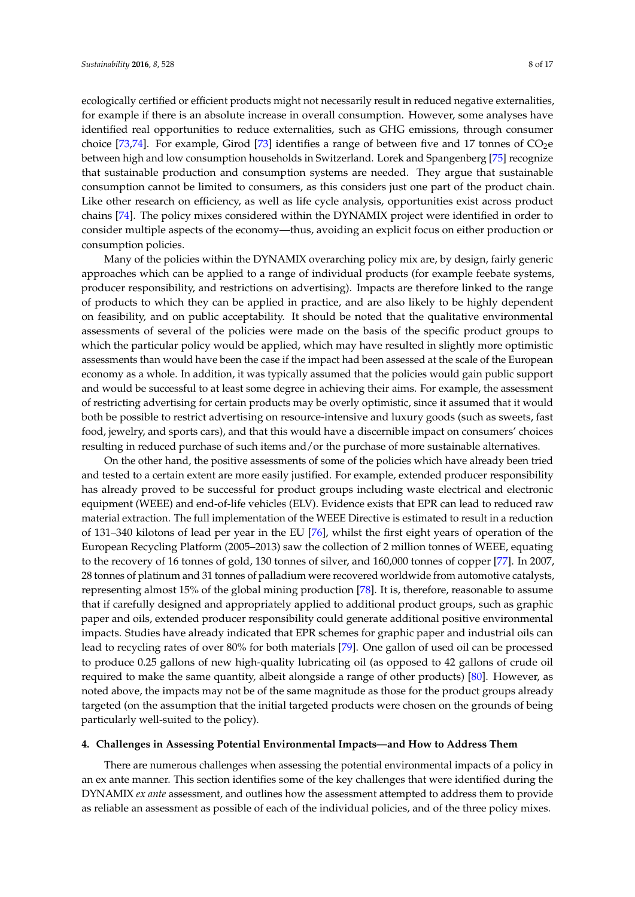ecologically certified or efficient products might not necessarily result in reduced negative externalities, for example if there is an absolute increase in overall consumption. However, some analyses have identified real opportunities to reduce externalities, such as GHG emissions, through consumer choice [73,74]. For example, Girod [73] identifies a range of between five and 17 tonnes of $CO_2e$ between high and low consumption households in Switzerland. Lorek and Spangenberg [75] recognize that sustainable production and consumption systems are needed. They argue that sustainable consumption cannot be limited to consumers, as this considers just one part of the product chain. Like other research on efficiency, as well as life cycle analysis, opportunities exist across product chains [74]. The policy mixes considered within the DYNAMIX project were identified in order to consider multiple aspects of the economy—thus, avoiding an explicit focus on either production or consumption policies.

Many of the policies within the DYNAMIX overarching policy mix are, by design, fairly generic approaches which can be applied to a range of individual products (for example feebate systems, producer responsibility, and restrictions on advertising). Impacts are therefore linked to the range of products to which they can be applied in practice, and are also likely to be highly dependent on feasibility, and on public acceptability. It should be noted that the qualitative environmental assessments of several of the policies were made on the basis of the specific product groups to which the particular policy would be applied, which may have resulted in slightly more optimistic assessments than would have been the case if the impact had been assessed at the scale of the European economy as a whole. In addition, it was typically assumed that the policies would gain public support and would be successful to at least some degree in achieving their aims. For example, the assessment of restricting advertising for certain products may be overly optimistic, since it assumed that it would both be possible to restrict advertising on resource-intensive and luxury goods (such as sweets, fast food, jewelry, and sports cars), and that this would have a discernible impact on consumers' choices resulting in reduced purchase of such items and/or the purchase of more sustainable alternatives.

On the other hand, the positive assessments of some of the policies which have already been tried and tested to a certain extent are more easily justified. For example, extended producer responsibility has already proved to be successful for product groups including waste electrical and electronic equipment (WEEE) and end-of-life vehicles (ELV). Evidence exists that EPR can lead to reduced raw material extraction. The full implementation of the WEEE Directive is estimated to result in a reduction of 131–340 kilotons of lead per year in the EU [76], whilst the first eight years of operation of the European Recycling Platform (2005–2013) saw the collection of 2 million tonnes of WEEE, equating to the recovery of 16 tonnes of gold, 130 tonnes of silver, and 160,000 tonnes of copper [77]. In 2007, 28 tonnes of platinum and 31 tonnes of palladium were recovered worldwide from automotive catalysts, representing almost 15% of the global mining production [78]. It is, therefore, reasonable to assume that if carefully designed and appropriately applied to additional product groups, such as graphic paper and oils, extended producer responsibility could generate additional positive environmental impacts. Studies have already indicated that EPR schemes for graphic paper and industrial oils can lead to recycling rates of over 80% for both materials [79]. One gallon of used oil can be processed to produce 0.25 gallons of new high-quality lubricating oil (as opposed to 42 gallons of crude oil required to make the same quantity, albeit alongside a range of other products) [80]. However, as noted above, the impacts may not be of the same magnitude as those for the product groups already targeted (on the assumption that the initial targeted products were chosen on the grounds of being particularly well-suited to the policy).

## 4. Challenges in Assessing Potential Environmental Impacts—and How to Address Them

There are numerous challenges when assessing the potential environmental impacts of a policy in an ex ante manner. This section identifies some of the key challenges that were identified during the DYNAMIX *ex ante* assessment, and outlines how the assessment attempted to address them to provide as reliable an assessment as possible of each of the individual policies, and of the three policy mixes.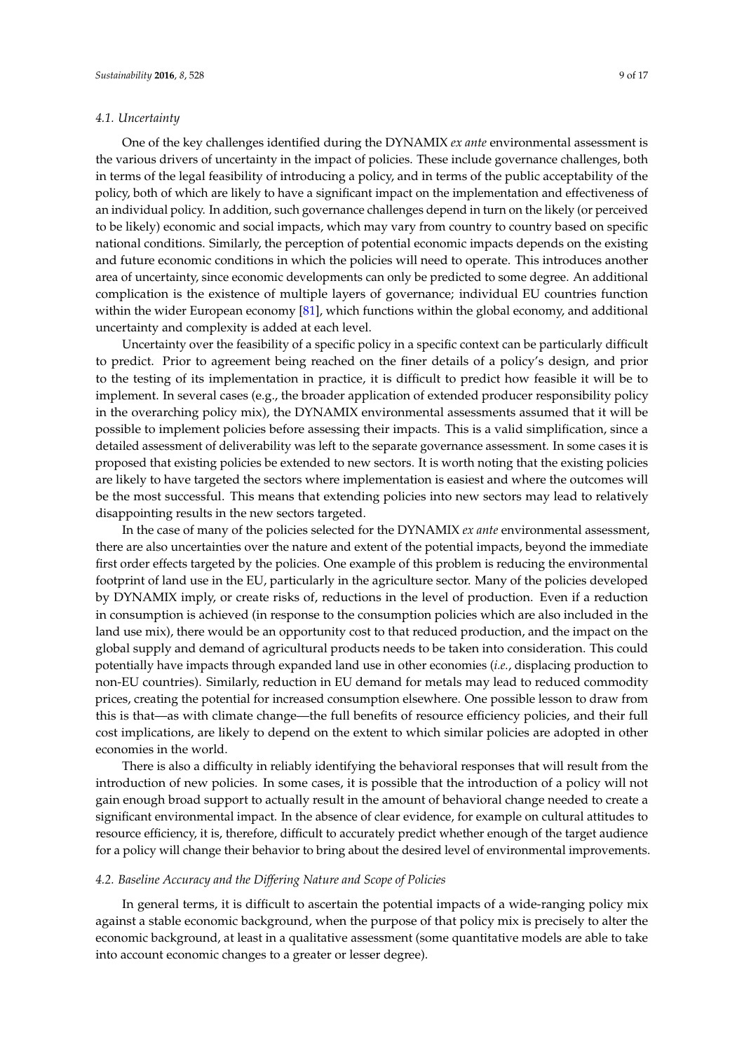### 4.1. Uncertainty

One of the key challenges identified during the DYNAMIX *ex ante* environmental assessment is the various drivers of uncertainty in the impact of policies. These include governance challenges, both in terms of the legal feasibility of introducing a policy, and in terms of the public acceptability of the policy, both of which are likely to have a significant impact on the implementation and effectiveness of an individual policy. In addition, such governance challenges depend in turn on the likely (or perceived to be likely) economic and social impacts, which may vary from country to country based on specific national conditions. Similarly, the perception of potential economic impacts depends on the existing and future economic conditions in which the policies will need to operate. This introduces another area of uncertainty, since economic developments can only be predicted to some degree. An additional complication is the existence of multiple layers of governance; individual EU countries function within the wider European economy [81], which functions within the global economy, and additional uncertainty and complexity is added at each level.

Uncertainty over the feasibility of a specific policy in a specific context can be particularly difficult to predict. Prior to agreement being reached on the finer details of a policy's design, and prior to the testing of its implementation in practice, it is difficult to predict how feasible it will be to implement. In several cases (e.g., the broader application of extended producer responsibility policy in the overarching policy mix), the DYNAMIX environmental assessments assumed that it will be possible to implement policies before assessing their impacts. This is a valid simplification, since a detailed assessment of deliverability was left to the separate governance assessment. In some cases it is proposed that existing policies be extended to new sectors. It is worth noting that the existing policies are likely to have targeted the sectors where implementation is easiest and where the outcomes will be the most successful. This means that extending policies into new sectors may lead to relatively disappointing results in the new sectors targeted.

In the case of many of the policies selected for the DYNAMIX *ex ante* environmental assessment, there are also uncertainties over the nature and extent of the potential impacts, beyond the immediate first order effects targeted by the policies. One example of this problem is reducing the environmental footprint of land use in the EU, particularly in the agriculture sector. Many of the policies developed by DYNAMIX imply, or create risks of, reductions in the level of production. Even if a reduction in consumption is achieved (in response to the consumption policies which are also included in the land use mix), there would be an opportunity cost to that reduced production, and the impact on the global supply and demand of agricultural products needs to be taken into consideration. This could potentially have impacts through expanded land use in other economies (*i.e.*, displacing production to non-EU countries). Similarly, reduction in EU demand for metals may lead to reduced commodity prices, creating the potential for increased consumption elsewhere. One possible lesson to draw from this is that—as with climate change—the full benefits of resource efficiency policies, and their full cost implications, are likely to depend on the extent to which similar policies are adopted in other economies in the world.

There is also a difficulty in reliably identifying the behavioral responses that will result from the introduction of new policies. In some cases, it is possible that the introduction of a policy will not gain enough broad support to actually result in the amount of behavioral change needed to create a significant environmental impact. In the absence of clear evidence, for example on cultural attitudes to resource efficiency, it is, therefore, difficult to accurately predict whether enough of the target audience for a policy will change their behavior to bring about the desired level of environmental improvements.

### 4.2. Baseline Accuracy and the Differing Nature and Scope of Policies

In general terms, it is difficult to ascertain the potential impacts of a wide-ranging policy mix against a stable economic background, when the purpose of that policy mix is precisely to alter the economic background, at least in a qualitative assessment (some quantitative models are able to take into account economic changes to a greater or lesser degree).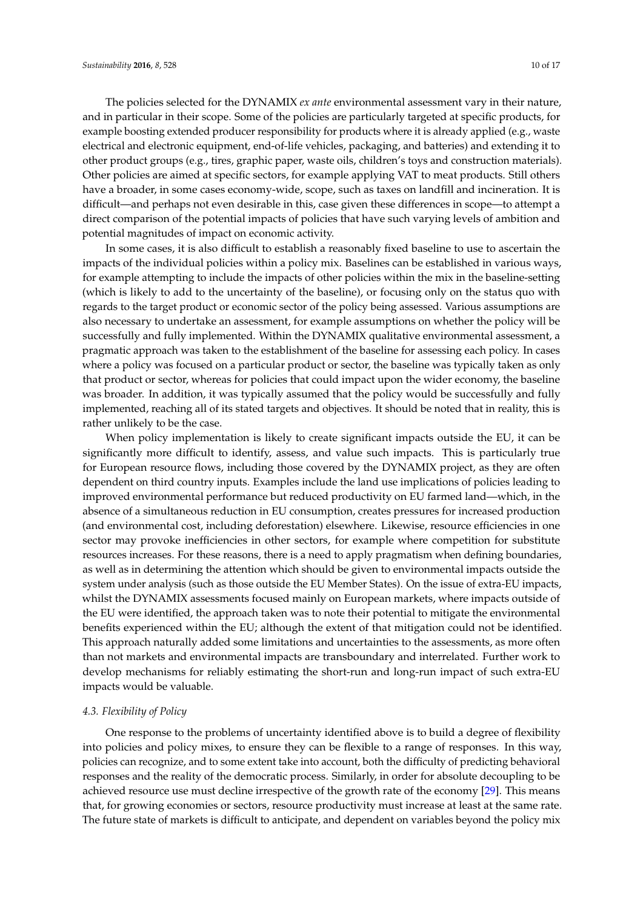The policies selected for the DYNAMIX *ex ante* environmental assessment vary in their nature, and in particular in their scope. Some of the policies are particularly targeted at specific products, for example boosting extended producer responsibility for products where it is already applied (e.g., waste electrical and electronic equipment, end-of-life vehicles, packaging, and batteries) and extending it to other product groups (e.g., tires, graphic paper, waste oils, children's toys and construction materials). Other policies are aimed at specific sectors, for example applying VAT to meat products. Still others have a broader, in some cases economy-wide, scope, such as taxes on landfill and incineration. It is difficult—and perhaps not even desirable in this, case given these differences in scope—to attempt a direct comparison of the potential impacts of policies that have such varying levels of ambition and potential magnitudes of impact on economic activity.

In some cases, it is also difficult to establish a reasonably fixed baseline to use to ascertain the impacts of the individual policies within a policy mix. Baselines can be established in various ways, for example attempting to include the impacts of other policies within the mix in the baseline-setting (which is likely to add to the uncertainty of the baseline), or focusing only on the status quo with regards to the target product or economic sector of the policy being assessed. Various assumptions are also necessary to undertake an assessment, for example assumptions on whether the policy will be successfully and fully implemented. Within the DYNAMIX qualitative environmental assessment, a pragmatic approach was taken to the establishment of the baseline for assessing each policy. In cases where a policy was focused on a particular product or sector, the baseline was typically taken as only that product or sector, whereas for policies that could impact upon the wider economy, the baseline was broader. In addition, it was typically assumed that the policy would be successfully and fully implemented, reaching all of its stated targets and objectives. It should be noted that in reality, this is rather unlikely to be the case.

When policy implementation is likely to create significant impacts outside the EU, it can be significantly more difficult to identify, assess, and value such impacts. This is particularly true for European resource flows, including those covered by the DYNAMIX project, as they are often dependent on third country inputs. Examples include the land use implications of policies leading to improved environmental performance but reduced productivity on EU farmed land—which, in the absence of a simultaneous reduction in EU consumption, creates pressures for increased production (and environmental cost, including deforestation) elsewhere. Likewise, resource efficiencies in one sector may provoke inefficiencies in other sectors, for example where competition for substitute resources increases. For these reasons, there is a need to apply pragmatism when defining boundaries, as well as in determining the attention which should be given to environmental impacts outside the system under analysis (such as those outside the EU Member States). On the issue of extra-EU impacts, whilst the DYNAMIX assessments focused mainly on European markets, where impacts outside of the EU were identified, the approach taken was to note their potential to mitigate the environmental benefits experienced within the EU; although the extent of that mitigation could not be identified. This approach naturally added some limitations and uncertainties to the assessments, as more often than not markets and environmental impacts are transboundary and interrelated. Further work to develop mechanisms for reliably estimating the short-run and long-run impact of such extra-EU impacts would be valuable.

### *4.3. Flexibility of Policy*

One response to the problems of uncertainty identified above is to build a degree of flexibility into policies and policy mixes, to ensure they can be flexible to a range of responses. In this way, policies can recognize, and to some extent take into account, both the difficulty of predicting behavioral responses and the reality of the democratic process. Similarly, in order for absolute decoupling to be achieved resource use must decline irrespective of the growth rate of the economy [29]. This means that, for growing economies or sectors, resource productivity must increase at least at the same rate. The future state of markets is difficult to anticipate, and dependent on variables beyond the policy mix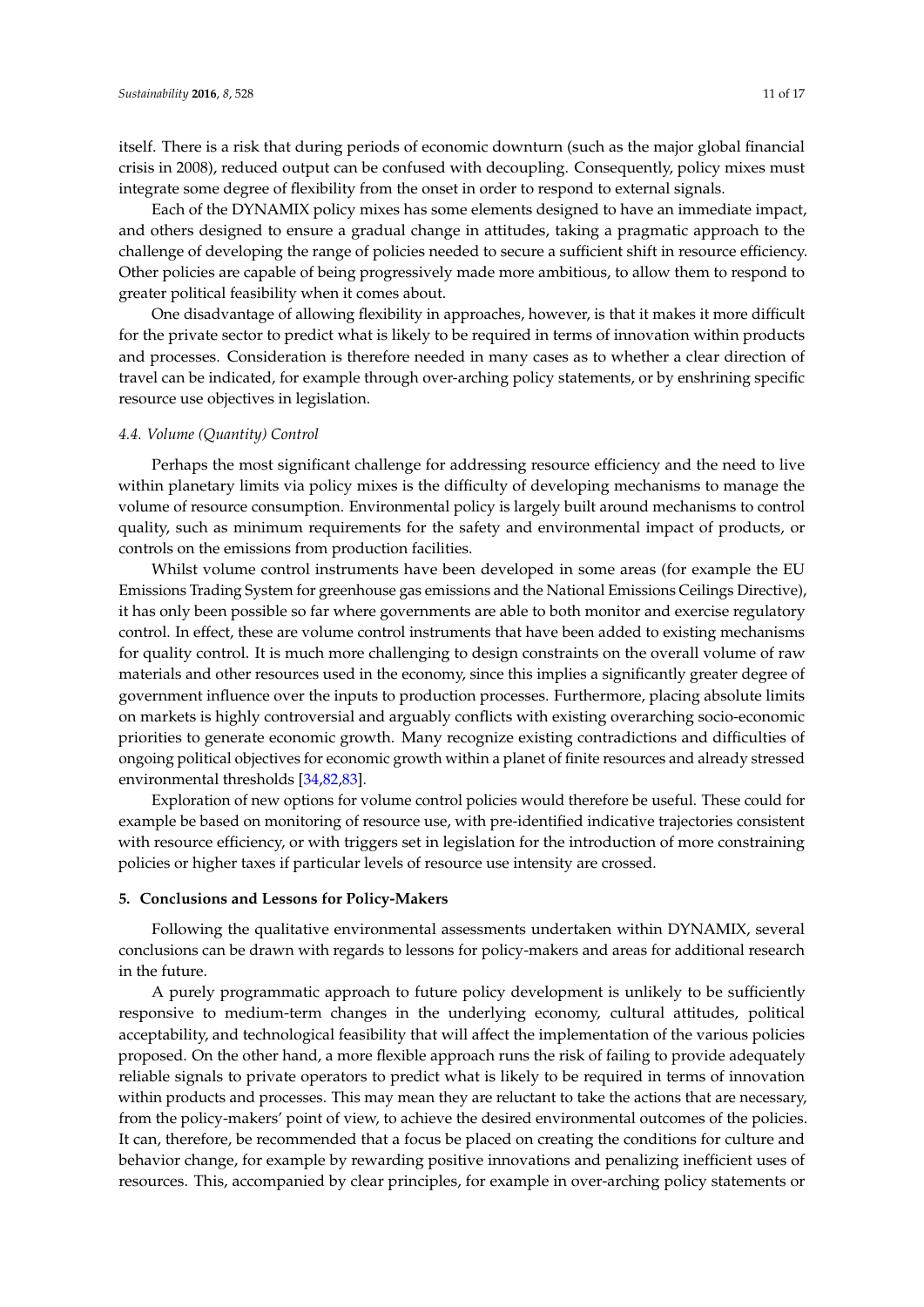itself. There is a risk that during periods of economic downturn (such as the major global financial crisis in 2008), reduced output can be confused with decoupling. Consequently, policy mixes must integrate some degree of flexibility from the onset in order to respond to external signals.

Each of the DYNAMIX policy mixes has some elements designed to have an immediate impact, and others designed to ensure a gradual change in attitudes, taking a pragmatic approach to the challenge of developing the range of policies needed to secure a sufficient shift in resource efficiency. Other policies are capable of being progressively made more ambitious, to allow them to respond to greater political feasibility when it comes about.

One disadvantage of allowing flexibility in approaches, however, is that it makes it more difficult for the private sector to predict what is likely to be required in terms of innovation within products and processes. Consideration is therefore needed in many cases as to whether a clear direction of travel can be indicated, for example through over-arching policy statements, or by enshrining specific resource use objectives in legislation.

### *4.4. Volume (Quantity) Control*

Perhaps the most significant challenge for addressing resource efficiency and the need to live within planetary limits via policy mixes is the difficulty of developing mechanisms to manage the volume of resource consumption. Environmental policy is largely built around mechanisms to control quality, such as minimum requirements for the safety and environmental impact of products, or controls on the emissions from production facilities.

Whilst volume control instruments have been developed in some areas (for example the EU Emissions Trading System for greenhouse gas emissions and the National Emissions Ceilings Directive), it has only been possible so far where governments are able to both monitor and exercise regulatory control. In effect, these are volume control instruments that have been added to existing mechanisms for quality control. It is much more challenging to design constraints on the overall volume of raw materials and other resources used in the economy, since this implies a significantly greater degree of government influence over the inputs to production processes. Furthermore, placing absolute limits on markets is highly controversial and arguably conflicts with existing overarching socio-economic priorities to generate economic growth. Many recognize existing contradictions and difficulties of ongoing political objectives for economic growth within a planet of finite resources and already stressed environmental thresholds [34,82,83].

Exploration of new options for volume control policies would therefore be useful. These could for example be based on monitoring of resource use, with pre-identified indicative trajectories consistent with resource efficiency, or with triggers set in legislation for the introduction of more constraining policies or higher taxes if particular levels of resource use intensity are crossed.

## **5. Conclusions and Lessons for Policy-Makers**

Following the qualitative environmental assessments undertaken within DYNAMIX, several conclusions can be drawn with regards to lessons for policy-makers and areas for additional research in the future.

A purely programmatic approach to future policy development is unlikely to be sufficiently responsive to medium-term changes in the underlying economy, cultural attitudes, political acceptability, and technological feasibility that will affect the implementation of the various policies proposed. On the other hand, a more flexible approach runs the risk of failing to provide adequately reliable signals to private operators to predict what is likely to be required in terms of innovation within products and processes. This may mean they are reluctant to take the actions that are necessary, from the policy-makers' point of view, to achieve the desired environmental outcomes of the policies. It can, therefore, be recommended that a focus be placed on creating the conditions for culture and behavior change, for example by rewarding positive innovations and penalizing inefficient uses of resources. This, accompanied by clear principles, for example in over-arching policy statements or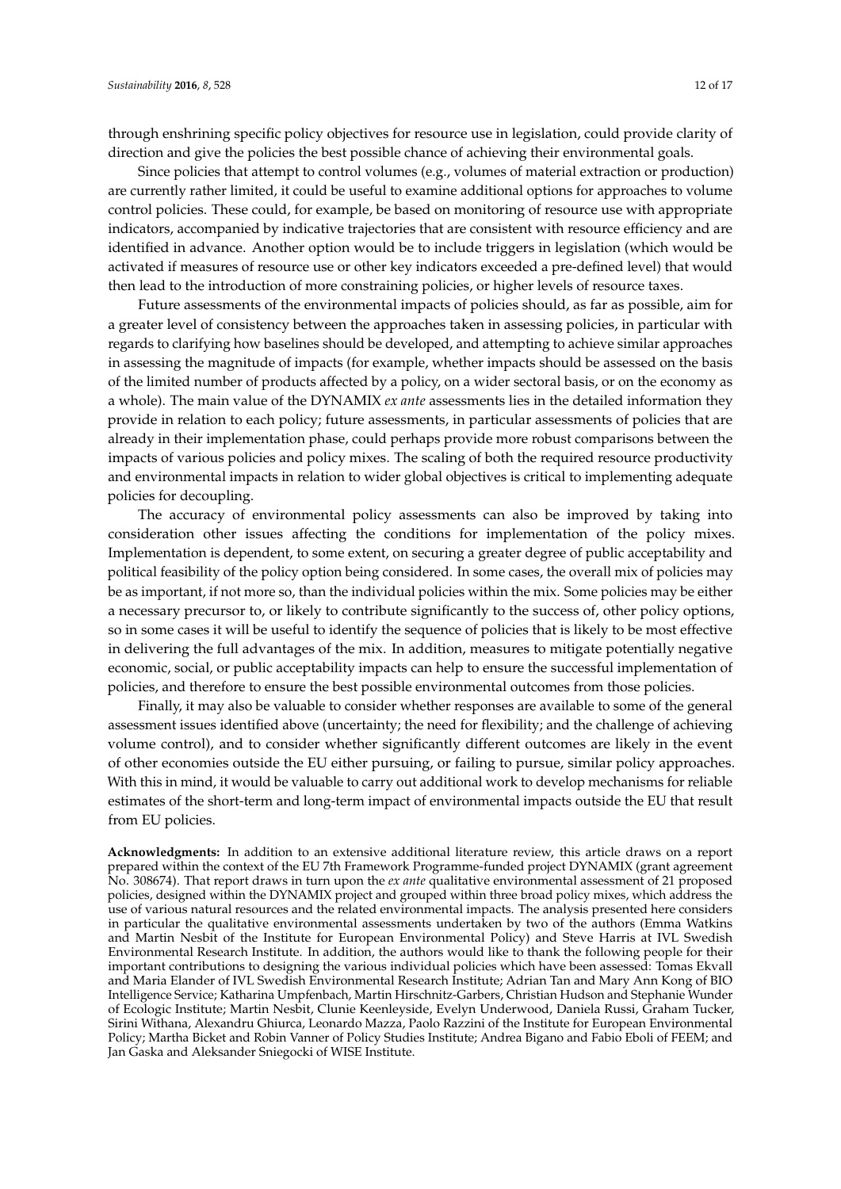through enshrining specific policy objectives for resource use in legislation, could provide clarity of direction and give the policies the best possible chance of achieving their environmental goals.

Since policies that attempt to control volumes (e.g., volumes of material extraction or production) are currently rather limited, it could be useful to examine additional options for approaches to volume control policies. These could, for example, be based on monitoring of resource use with appropriate indicators, accompanied by indicative trajectories that are consistent with resource efficiency and are identified in advance. Another option would be to include triggers in legislation (which would be activated if measures of resource use or other key indicators exceeded a pre-defined level) that would then lead to the introduction of more constraining policies, or higher levels of resource taxes.

Future assessments of the environmental impacts of policies should, as far as possible, aim for a greater level of consistency between the approaches taken in assessing policies, in particular with regards to clarifying how baselines should be developed, and attempting to achieve similar approaches in assessing the magnitude of impacts (for example, whether impacts should be assessed on the basis of the limited number of products affected by a policy, on a wider sectoral basis, or on the economy as a whole). The main value of the DYNAMIX *ex ante* assessments lies in the detailed information they provide in relation to each policy; future assessments, in particular assessments of policies that are already in their implementation phase, could perhaps provide more robust comparisons between the impacts of various policies and policy mixes. The scaling of both the required resource productivity and environmental impacts in relation to wider global objectives is critical to implementing adequate policies for decoupling.

The accuracy of environmental policy assessments can also be improved by taking into consideration other issues affecting the conditions for implementation of the policy mixes. Implementation is dependent, to some extent, on securing a greater degree of public acceptability and political feasibility of the policy option being considered. In some cases, the overall mix of policies may be as important, if not more so, than the individual policies within the mix. Some policies may be either a necessary precursor to, or likely to contribute significantly to the success of, other policy options, so in some cases it will be useful to identify the sequence of policies that is likely to be most effective in delivering the full advantages of the mix. In addition, measures to mitigate potentially negative economic, social, or public acceptability impacts can help to ensure the successful implementation of policies, and therefore to ensure the best possible environmental outcomes from those policies.

Finally, it may also be valuable to consider whether responses are available to some of the general assessment issues identified above (uncertainty; the need for flexibility; and the challenge of achieving volume control), and to consider whether significantly different outcomes are likely in the event of other economies outside the EU either pursuing, or failing to pursue, similar policy approaches. With this in mind, it would be valuable to carry out additional work to develop mechanisms for reliable estimates of the short-term and long-term impact of environmental impacts outside the EU that result from EU policies.

**Acknowledgments:** In addition to an extensive additional literature review, this article draws on a report prepared within the context of the EU 7th Framework Programme-funded project DYNAMIX (grant agreement No. 308674). That report draws in turn upon the *ex ante* qualitative environmental assessment of 21 proposed policies, designed within the DYNAMIX project and grouped within three broad policy mixes, which address the use of various natural resources and the related environmental impacts. The analysis presented here considers in particular the qualitative environmental assessments undertaken by two of the authors (Emma Watkins and Martin Nesbit of the Institute for European Environmental Policy) and Steve Harris at IVL Swedish Environmental Research Institute. In addition, the authors would like to thank the following people for their important contributions to designing the various individual policies which have been assessed: Tomas Ekvall and Maria Elander of IVL Swedish Environmental Research Institute; Adrian Tan and Mary Ann Kong of BIO Intelligence Service; Katharina Umpfenbach, Martin Hirschnitz-Garbers, Christian Hudson and Stephanie Wunder of Ecologic Institute; Martin Nesbit, Clunie Keenleyside, Evelyn Underwood, Daniela Russi, Graham Tucker, Sirini Withana, Alexandru Ghiurca, Leonardo Mazza, Paolo Razzini of the Institute for European Environmental Policy; Martha Bicket and Robin Vanner of Policy Studies Institute; Andrea Bigano and Fabio Eboli of FEEM; and Jan Gaska and Aleksander Sniegocki of WISE Institute.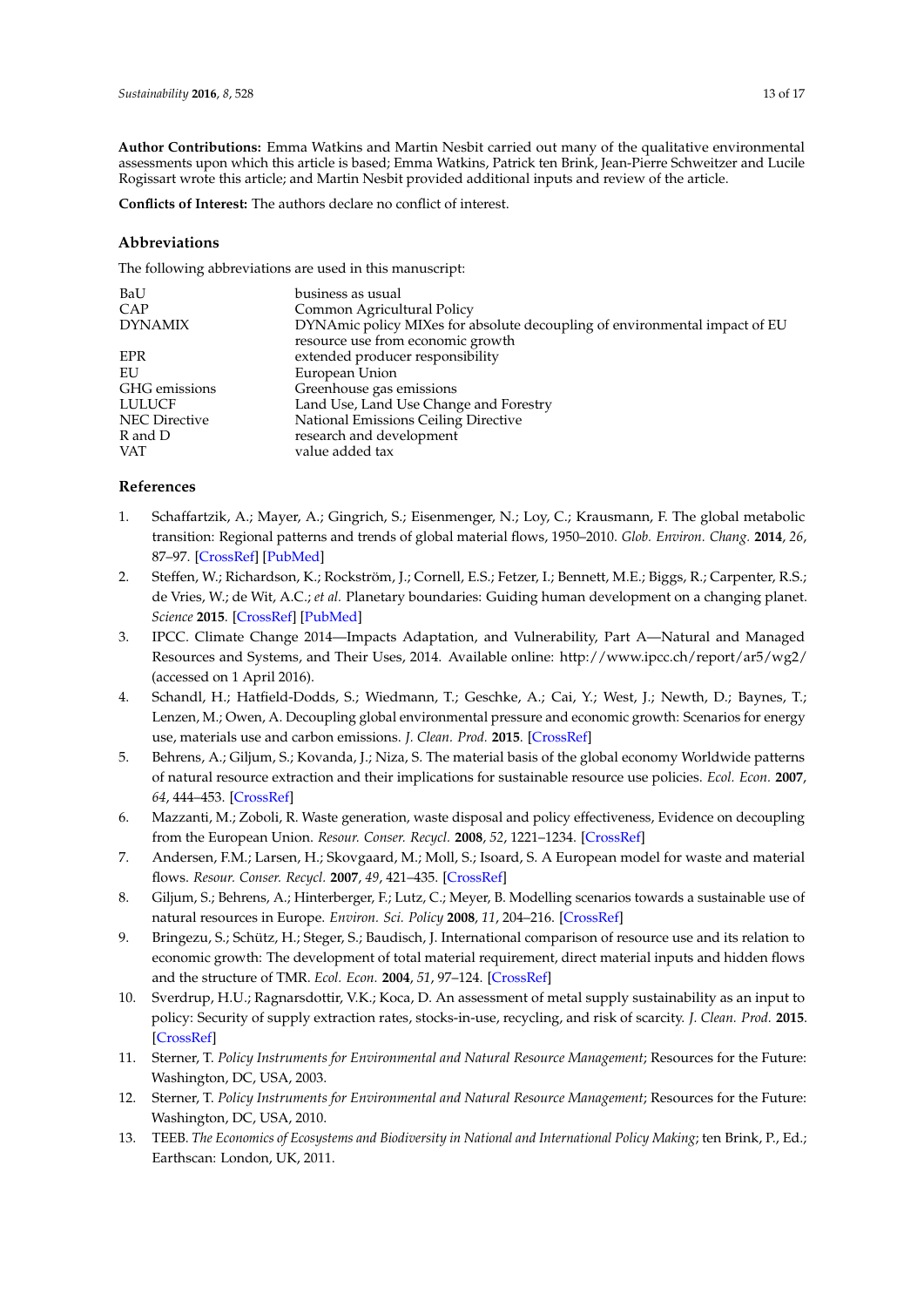**Author Contributions:** Emma Watkins and Martin Nesbit carried out many of the qualitative environmental assessments upon which this article is based; Emma Watkins, Patrick ten Brink, Jean-Pierre Schweitzer and Lucile Rogissart wrote this article; and Martin Nesbit provided additional inputs and review of the article.

**Conflicts of Interest:** The authors declare no conflict of interest.

## Abbreviations

The following abbreviations are used in this manuscript:

| | |
|---|---|
| BaU | business as usual |
| CAP | Common Agricultural Policy |
| DYNAMIX | DYNAmic policy MIXes for absolute decoupling of environmental impact of EU resource use from economic growth |
| EPR | extended producer responsibility |
| EU | European Union |
| GHG emissions | Greenhouse gas emissions |
| LULUCF | Land Use, Land Use Change and Forestry |
| NEC Directive | National Emissions Ceiling Directive |
| R and D | research and development |
| VAT | value added tax |

## References

1. Schaffartzik, A.; Mayer, A.; Gingrich, S.; Eisenmenger, N.; Loy, C.; Krausmann, F. The global metabolic transition: Regional patterns and trends of global material flows, 1950–2010. *Glob. Environ. Chang.* **2014**, *26*, 87–97. [CrossRef] [PubMed]
2. Steffen, W.; Richardson, K.; Rockström, J.; Cornell, E.S.; Fetzer, I.; Bennett, M.E.; Biggs, R.; Carpenter, R.S.; de Vries, W.; de Wit, A.C.; *et al.* Planetary boundaries: Guiding human development on a changing planet. *Science* **2015**. [CrossRef] [PubMed]
3. IPCC. Climate Change 2014—Impacts Adaptation, and Vulnerability, Part A—Natural and Managed Resources and Systems, and Their Uses, 2014. Available online: http://www.ipcc.ch/report/ar5/wg2/ (accessed on 1 April 2016).
4. Schandl, H.; Hatfield-Dodds, S.; Wiedmann, T.; Geschke, A.; Cai, Y.; West, J.; Newth, D.; Baynes, T.; Lenzen, M.; Owen, A. Decoupling global environmental pressure and economic growth: Scenarios for energy use, materials use and carbon emissions. *J. Clean. Prod.* **2015**. [CrossRef]
5. Behrens, A.; Giljum, S.; Kovanda, J.; Niza, S. The material basis of the global economy Worldwide patterns of natural resource extraction and their implications for sustainable resource use policies. *Ecol. Econ.* **2007**, *64*, 444–453. [CrossRef]
6. Mazzanti, M.; Zoboli, R. Waste generation, waste disposal and policy effectiveness, Evidence on decoupling from the European Union. *Resour. Conser. Recycl.* **2008**, *52*, 1221–1234. [CrossRef]
7. Andersen, F.M.; Larsen, H.; Skovgaard, M.; Moll, S.; Isoard, S. A European model for waste and material flows. *Resour. Conser. Recycl.* **2007**, *49*, 421–435. [CrossRef]
8. Giljum, S.; Behrens, A.; Hinterberger, F.; Lutz, C.; Meyer, B. Modelling scenarios towards a sustainable use of natural resources in Europe. *Environ. Sci. Policy* **2008**, *11*, 204–216. [CrossRef]
9. Bringezu, S.; Schütz, H.; Steger, S.; Baudisch, J. International comparison of resource use and its relation to economic growth: The development of total material requirement, direct material inputs and hidden flows and the structure of TMR. *Ecol. Econ.* **2004**, *51*, 97–124. [CrossRef]
10. Sverdrup, H.U.; Ragnarsdottir, V.K.; Koca, D. An assessment of metal supply sustainability as an input to policy: Security of supply extraction rates, stocks-in-use, recycling, and risk of scarcity. *J. Clean. Prod.* **2015**. [CrossRef]
11. Sterner, T. *Policy Instruments for Environmental and Natural Resource Management*; Resources for the Future: Washington, DC, USA, 2003.
12. Sterner, T. *Policy Instruments for Environmental and Natural Resource Management*; Resources for the Future: Washington, DC, USA, 2010.
13. TEEB. *The Economics of Ecosystems and Biodiversity in National and International Policy Making*; ten Brink, P., Ed.; Earthscan: London, UK, 2011.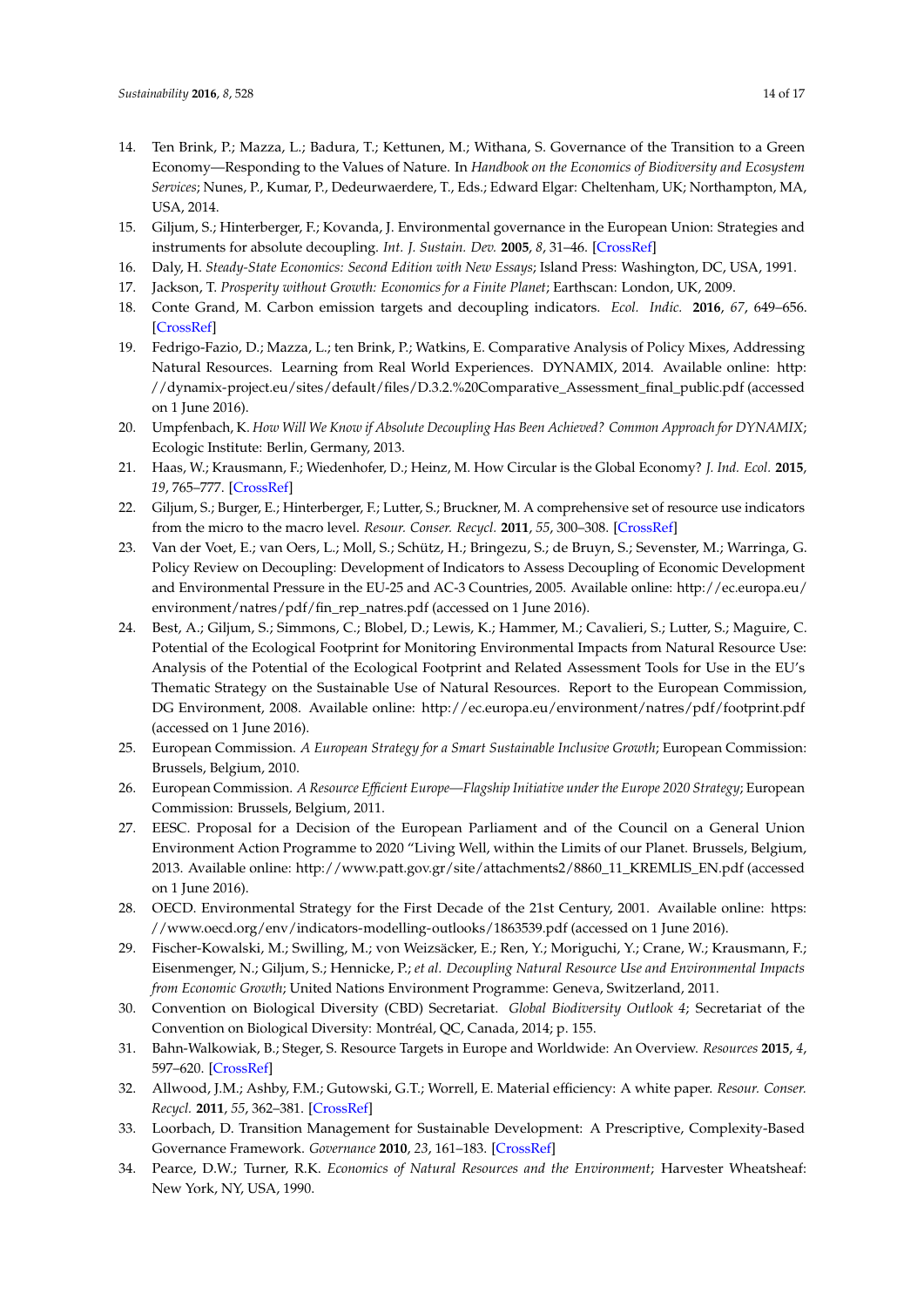14. Ten Brink, P.; Mazza, L.; Badura, T.; Kettunen, M.; Withana, S. Governance of the Transition to a Green Economy—Responding to the Values of Nature. In *Handbook on the Economics of Biodiversity and Ecosystem Services*; Nunes, P., Kumar, P., Dedeurwaerdere, T., Eds.; Edward Elgar: Cheltenham, UK; Northampton, MA, USA, 2014.
15. Giljum, S.; Hinterberger, F.; Kovanda, J. Environmental governance in the European Union: Strategies and instruments for absolute decoupling. *Int. J. Sustain. Dev.* **2005**, *8*, 31–46. [CrossRef]
16. Daly, H. *Steady-State Economics: Second Edition with New Essays*; Island Press: Washington, DC, USA, 1991.
17. Jackson, T. *Prosperity without Growth: Economics for a Finite Planet*; Earthscan: London, UK, 2009.
18. Conte Grand, M. Carbon emission targets and decoupling indicators. *Ecol. Indic.* **2016**, *67*, 649–656. [CrossRef]
19. Fedrigo-Fazio, D.; Mazza, L.; ten Brink, P.; Watkins, E. Comparative Analysis of Policy Mixes, Addressing Natural Resources. Learning from Real World Experiences. DYNAMIX, 2014. Available online: http://dynamix-project.eu/sites/default/files/D.3.2.%20Comparative_Assessment_final_public.pdf (accessed on 1 June 2016).
20. Umpfenbach, K. *How Will We Know if Absolute Decoupling Has Been Achieved? Common Approach for DYNAMIX*; Ecologic Institute: Berlin, Germany, 2013.
21. Haas, W.; Krausmann, F.; Wiedenhofer, D.; Heinz, M. How Circular is the Global Economy? *J. Ind. Ecol.* **2015**, *19*, 765–777. [CrossRef]
22. Giljum, S.; Burger, E.; Hinterberger, F.; Lutter, S.; Bruckner, M. A comprehensive set of resource use indicators from the micro to the macro level. *Resour. Conser. Recycl.* **2011**, *55*, 300–308. [CrossRef]
23. Van der Voet, E.; van Oers, L.; Moll, S.; Schütz, H.; Bringezu, S.; de Bruyn, S.; Sevenster, M.; Warringa, G. Policy Review on Decoupling: Development of Indicators to Assess Decoupling of Economic Development and Environmental Pressure in the EU-25 and AC-3 Countries, 2005. Available online: http://ec.europa.eu/environment/natres/pdf/fin_rep_natres.pdf (accessed on 1 June 2016).
24. Best, A.; Giljum, S.; Simmons, C.; Blobel, D.; Lewis, K.; Hammer, M.; Cavalieri, S.; Lutter, S.; Maguire, C. Potential of the Ecological Footprint for Monitoring Environmental Impacts from Natural Resource Use: Analysis of the Potential of the Ecological Footprint and Related Assessment Tools for Use in the EU's Thematic Strategy on the Sustainable Use of Natural Resources. Report to the European Commission, DG Environment, 2008. Available online: http://ec.europa.eu/environment/natres/pdf/footprint.pdf (accessed on 1 June 2016).
25. European Commission. *A European Strategy for a Smart Sustainable Inclusive Growth*; European Commission: Brussels, Belgium, 2010.
26. European Commission. *A Resource Efficient Europe—Flagship Initiative under the Europe 2020 Strategy*; European Commission: Brussels, Belgium, 2011.
27. EESC. Proposal for a Decision of the European Parliament and of the Council on a General Union Environment Action Programme to 2020 "Living Well, within the Limits of our Planet. Brussels, Belgium, 2013. Available online: http://www.patt.gov.gr/site/attachments2/8860_11_KREMLIS_EN.pdf (accessed on 1 June 2016).
28. OECD. Environmental Strategy for the First Decade of the 21st Century, 2001. Available online: https://www.oecd.org/env/indicators-modelling-outlooks/1863539.pdf (accessed on 1 June 2016).
29. Fischer-Kowalski, M.; Swilling, M.; von Weizsäcker, E.; Ren, Y.; Moriguchi, Y.; Crane, W.; Krausmann, F.; Eisenmenger, N.; Giljum, S.; Hennicke, P.; *et al. Decoupling Natural Resource Use and Environmental Impacts from Economic Growth*; United Nations Environment Programme: Geneva, Switzerland, 2011.
30. Convention on Biological Diversity (CBD) Secretariat. *Global Biodiversity Outlook 4*; Secretariat of the Convention on Biological Diversity: Montréal, QC, Canada, 2014; p. 155.
31. Bahn-Walkowiak, B.; Steger, S. Resource Targets in Europe and Worldwide: An Overview. *Resources* **2015**, *4*, 597–620. [CrossRef]
32. Allwood, J.M.; Ashby, F.M.; Gutowski, G.T.; Worrell, E. Material efficiency: A white paper. *Resour. Conser. Recycl.* **2011**, *55*, 362–381. [CrossRef]
33. Loorbach, D. Transition Management for Sustainable Development: A Prescriptive, Complexity-Based Governance Framework. *Governance* **2010**, *23*, 161–183. [CrossRef]
34. Pearce, D.W.; Turner, R.K. *Economics of Natural Resources and the Environment*; Harvester Wheatsheaf: New York, NY, USA, 1990.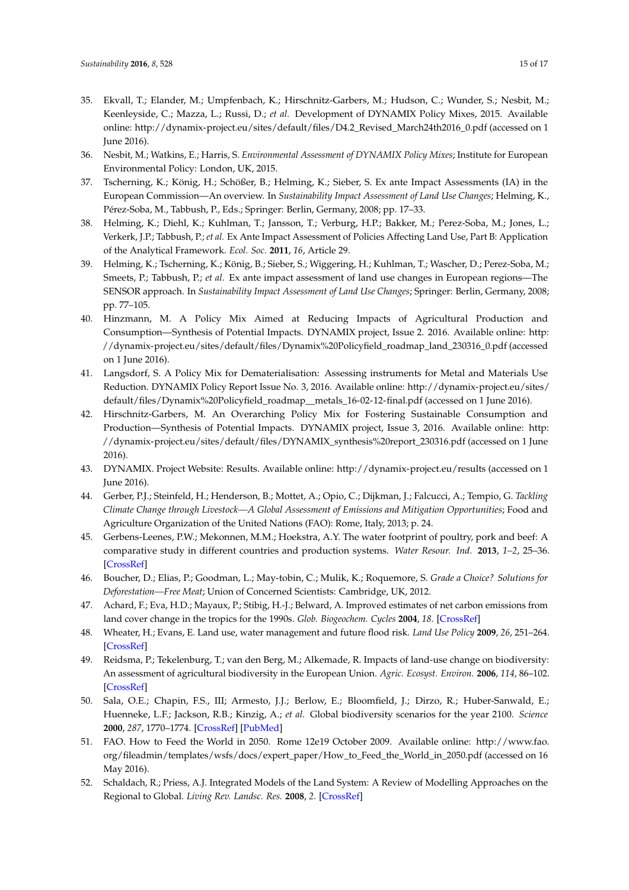35. Ekvall, T.; Elander, M.; Umpfenbach, K.; Hirschnitz-Garbers, M.; Hudson, C.; Wunder, S.; Nesbit, M.; Keenleyside, C.; Mazza, L.; Russi, D.; *et al.* Development of DYNAMIX Policy Mixes, 2015. Available online: http://dynamix-project.eu/sites/default/files/D4.2_Revised_March24th2016_0.pdf (accessed on 1 June 2016).
36. Nesbit, M.; Watkins, E.; Harris, S. *Environmental Assessment of DYNAMIX Policy Mixes*; Institute for European Environmental Policy: London, UK, 2015.
37. Tscherning, K.; König, H.; Schößer, B.; Helming, K.; Sieber, S. Ex ante Impact Assessments (IA) in the European Commission—An overview. In *Sustainability Impact Assessment of Land Use Changes*; Helming, K., Pérez-Soba, M., Tabbush, P., Eds.; Springer: Berlin, Germany, 2008; pp. 17–33.
38. Helming, K.; Diehl, K.; Kuhlman, T.; Jansson, T.; Verburg, H.P.; Bakker, M.; Perez-Soba, M.; Jones, L.; Verkerk, J.P.; Tabbush, P.; *et al.* Ex Ante Impact Assessment of Policies Affecting Land Use, Part B: Application of the Analytical Framework. *Ecol. Soc.* **2011**, *16*, Article 29.
39. Helming, K.; Tscherning, K.; König, B.; Sieber, S.; Wiggering, H.; Kuhlman, T.; Wascher, D.; Perez-Soba, M.; Smeets, P.; Tabbush, P.; *et al.* Ex ante impact assessment of land use changes in European regions—The SENSOR approach. In *Sustainability Impact Assessment of Land Use Changes*; Springer: Berlin, Germany, 2008; pp. 77–105.
40. Hinzmann, M. A Policy Mix Aimed at Reducing Impacts of Agricultural Production and Consumption—Synthesis of Potential Impacts. DYNAMIX project, Issue 2. 2016. Available online: http://dynamix-project.eu/sites/default/files/Dynamix%20Policyfield_roadmap_land_230316_0.pdf (accessed on 1 June 2016).
41. Langsdorf, S. A Policy Mix for Dematerialisation: Assessing instruments for Metal and Materials Use Reduction. DYNAMIX Policy Report Issue No. 3, 2016. Available online: http://dynamix-project.eu/sites/default/files/Dynamix%20Policyfield_roadmap__metals_16-02-12-final.pdf (accessed on 1 June 2016).
42. Hirschnitz-Garbers, M. An Overarching Policy Mix for Fostering Sustainable Consumption and Production—Synthesis of Potential Impacts. DYNAMIX project, Issue 3, 2016. Available online: http://dynamix-project.eu/sites/default/files/DYNAMIX_synthesis%20report_230316.pdf (accessed on 1 June 2016).
43. DYNAMIX. Project Website: Results. Available online: http://dynamix-project.eu/results (accessed on 1 June 2016).
44. Gerber, P.J.; Steinfeld, H.; Henderson, B.; Mottet, A.; Opio, C.; Dijkman, J.; Falcucci, A.; Tempio, G. *Tackling Climate Change through Livestock—A Global Assessment of Emissions and Mitigation Opportunities*; Food and Agriculture Organization of the United Nations (FAO): Rome, Italy, 2013; p. 24.
45. Gerbens-Leenes, P.W.; Mekonnen, M.M.; Hoekstra, A.Y. The water footprint of poultry, pork and beef: A comparative study in different countries and production systems. *Water Resour. Ind.* **2013**, *1–2*, 25–36. [CrossRef]
46. Boucher, D.; Elias, P.; Goodman, L.; May-tobin, C.; Mulik, K.; Roquemore, S. *Grade a Choice? Solutions for Deforestation—Free Meat*; Union of Concerned Scientists: Cambridge, UK, 2012.
47. Achard, F.; Eva, H.D.; Mayaux, P.; Stibig, H.-J.; Belward, A. Improved estimates of net carbon emissions from land cover change in the tropics for the 1990s. *Glob. Biogeochem. Cycles* **2004**, *18*. [CrossRef]
48. Wheater, H.; Evans, E. Land use, water management and future flood risk. *Land Use Policy* **2009**, *26*, 251–264. [CrossRef]
49. Reidsma, P.; Tekelenburg, T.; van den Berg, M.; Alkemade, R. Impacts of land-use change on biodiversity: An assessment of agricultural biodiversity in the European Union. *Agric. Ecosyst. Environ.* **2006**, *114*, 86–102. [CrossRef]
50. Sala, O.E.; Chapin, F.S., III; Armesto, J.J.; Berlow, E.; Bloomfield, J.; Dirzo, R.; Huber-Sanwald, E.; Huenneke, L.F.; Jackson, R.B.; Kinzig, A.; *et al.* Global biodiversity scenarios for the year 2100. *Science* **2000**, *287*, 1770–1774. [CrossRef] [PubMed]
51. FAO. How to Feed the World in 2050. Rome 12e19 October 2009. Available online: http://www.fao.org/fileadmin/templates/wsfs/docs/expert_paper/How_to_Feed_the_World_in_2050.pdf (accessed on 16 May 2016).
52. Schaldach, R.; Priess, A.J. Integrated Models of the Land System: A Review of Modelling Approaches on the Regional to Global. *Living Rev. Landsc. Res.* **2008**, *2*. [CrossRef]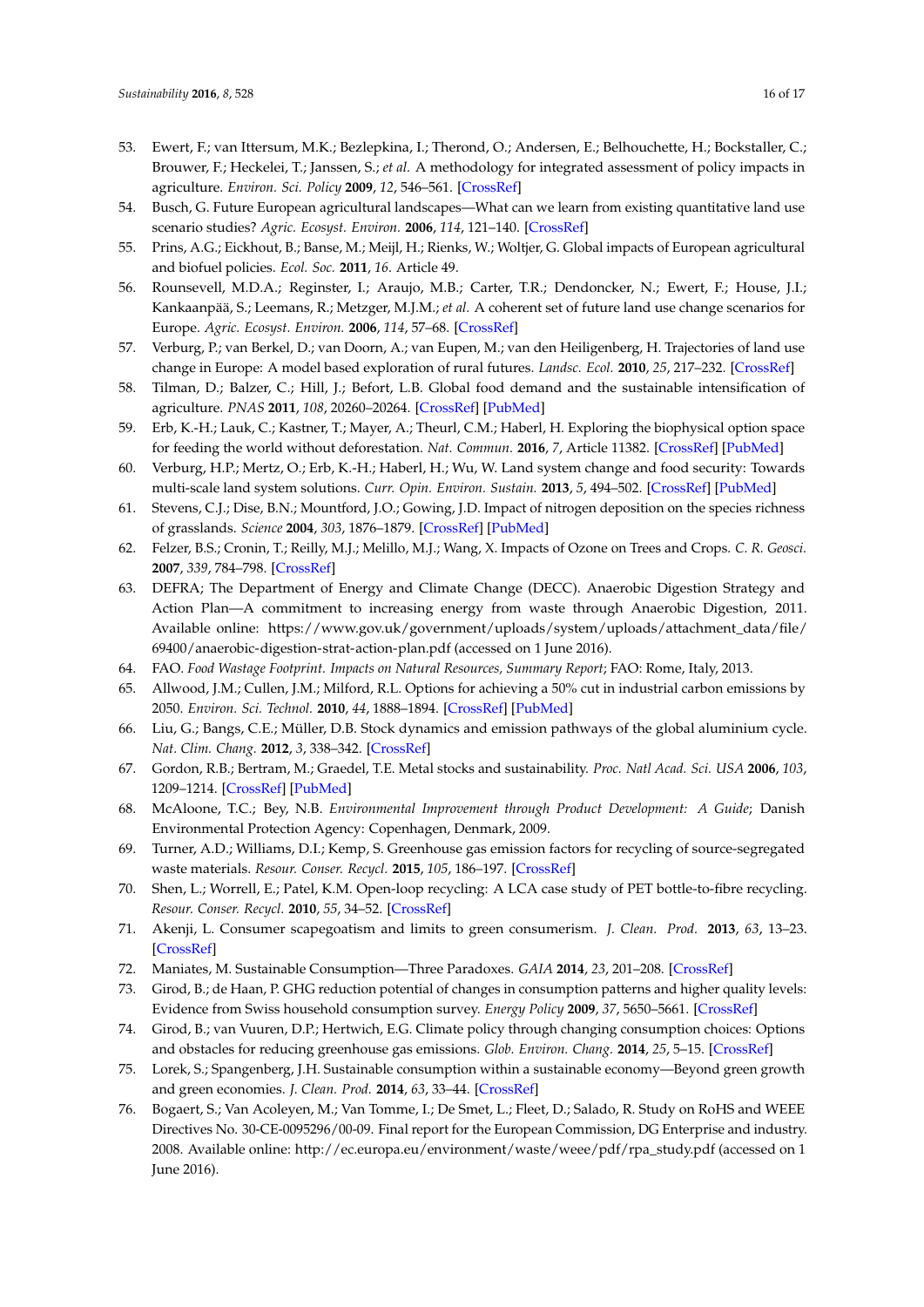53. Ewert, F.; van Ittersum, M.K.; Bezlepkina, I.; Therond, O.; Andersen, E.; Belhouchette, H.; Bockstaller, C.; Brouwer, F.; Heckelei, T.; Janssen, S.; *et al.* A methodology for integrated assessment of policy impacts in agriculture. *Environ. Sci. Policy* **2009**, *12*, 546–561. [CrossRef]
54. Busch, G. Future European agricultural landscapes—What can we learn from existing quantitative land use scenario studies? *Agric. Ecosyst. Environ.* **2006**, *114*, 121–140. [CrossRef]
55. Prins, A.G.; Eickhout, B.; Banse, M.; Meijl, H.; Rienks, W.; Woltjer, G. Global impacts of European agricultural and biofuel policies. *Ecol. Soc.* **2011**, *16*. Article 49.
56. Rounsevell, M.D.A.; Reginster, I.; Araujo, M.B.; Carter, T.R.; Dendoncker, N.; Ewert, F.; House, J.I.; Kankaanpää, S.; Leemans, R.; Metzger, M.J.M.; *et al.* A coherent set of future land use change scenarios for Europe. *Agric. Ecosyst. Environ.* **2006**, *114*, 57–68. [CrossRef]
57. Verburg, P.; van Berkel, D.; van Doorn, A.; van Eupen, M.; van den Heiligenberg, H. Trajectories of land use change in Europe: A model based exploration of rural futures. *Landsc. Ecol.* **2010**, *25*, 217–232. [CrossRef]
58. Tilman, D.; Balzer, C.; Hill, J.; Befort, L.B. Global food demand and the sustainable intensification of agriculture. *PNAS* **2011**, *108*, 20260–20264. [CrossRef] [PubMed]
59. Erb, K.-H.; Lauk, C.; Kastner, T.; Mayer, A.; Theurl, C.M.; Haberl, H. Exploring the biophysical option space for feeding the world without deforestation. *Nat. Commun.* **2016**, *7*, Article 11382. [CrossRef] [PubMed]
60. Verburg, H.P.; Mertz, O.; Erb, K.-H.; Haberl, H.; Wu, W. Land system change and food security: Towards multi-scale land system solutions. *Curr. Opin. Environ. Sustain.* **2013**, *5*, 494–502. [CrossRef] [PubMed]
61. Stevens, C.J.; Dise, B.N.; Mountford, J.O.; Gowing, J.D. Impact of nitrogen deposition on the species richness of grasslands. *Science* **2004**, *303*, 1876–1879. [CrossRef] [PubMed]
62. Felzer, B.S.; Cronin, T.; Reilly, M.J.; Melillo, M.J.; Wang, X. Impacts of Ozone on Trees and Crops. *C. R. Geosci.* **2007**, *339*, 784–798. [CrossRef]
63. DEFRA; The Department of Energy and Climate Change (DECC). Anaerobic Digestion Strategy and Action Plan—A commitment to increasing energy from waste through Anaerobic Digestion, 2011. Available online: https://www.gov.uk/government/uploads/system/uploads/attachment_data/file/69400/anaerobic-digestion-strat-action-plan.pdf (accessed on 1 June 2016).
64. FAO. *Food Wastage Footprint. Impacts on Natural Resources, Summary Report*; FAO: Rome, Italy, 2013.
65. Allwood, J.M.; Cullen, J.M.; Milford, R.L. Options for achieving a 50% cut in industrial carbon emissions by 2050. *Environ. Sci. Technol.* **2010**, *44*, 1888–1894. [CrossRef] [PubMed]
66. Liu, G.; Bangs, C.E.; Müller, D.B. Stock dynamics and emission pathways of the global aluminium cycle. *Nat. Clim. Chang.* **2012**, *3*, 338–342. [CrossRef]
67. Gordon, R.B.; Bertram, M.; Graedel, T.E. Metal stocks and sustainability. *Proc. Natl Acad. Sci. USA* **2006**, *103*, 1209–1214. [CrossRef] [PubMed]
68. McAloone, T.C.; Bey, N.B. *Environmental Improvement through Product Development: A Guide*; Danish Environmental Protection Agency: Copenhagen, Denmark, 2009.
69. Turner, A.D.; Williams, D.I.; Kemp, S. Greenhouse gas emission factors for recycling of source-segregated waste materials. *Resour. Conser. Recycl.* **2015**, *105*, 186–197. [CrossRef]
70. Shen, L.; Worrell, E.; Patel, K.M. Open-loop recycling: A LCA case study of PET bottle-to-fibre recycling. *Resour. Conser. Recycl.* **2010**, *55*, 34–52. [CrossRef]
71. Akenji, L. Consumer scapegoatism and limits to green consumerism. *J. Clean. Prod.* **2013**, *63*, 13–23. [CrossRef]
72. Maniates, M. Sustainable Consumption—Three Paradoxes. *GAIA* **2014**, *23*, 201–208. [CrossRef]
73. Girod, B.; de Haan, P. GHG reduction potential of changes in consumption patterns and higher quality levels: Evidence from Swiss household consumption survey. *Energy Policy* **2009**, *37*, 5650–5661. [CrossRef]
74. Girod, B.; van Vuuren, D.P.; Hertwich, E.G. Climate policy through changing consumption choices: Options and obstacles for reducing greenhouse gas emissions. *Glob. Environ. Chang.* **2014**, *25*, 5–15. [CrossRef]
75. Lorek, S.; Spangenberg, J.H. Sustainable consumption within a sustainable economy—Beyond green growth and green economies. *J. Clean. Prod.* **2014**, *63*, 33–44. [CrossRef]
76. Bogaert, S.; Van Acoleyen, M.; Van Tomme, I.; De Smet, L.; Fleet, D.; Salado, R. Study on RoHS and WEEE Directives No. 30-CE-0095296/00-09. Final report for the European Commission, DG Enterprise and industry. 2008. Available online: http://ec.europa.eu/environment/waste/weee/pdf/rpa_study.pdf (accessed on 1 June 2016).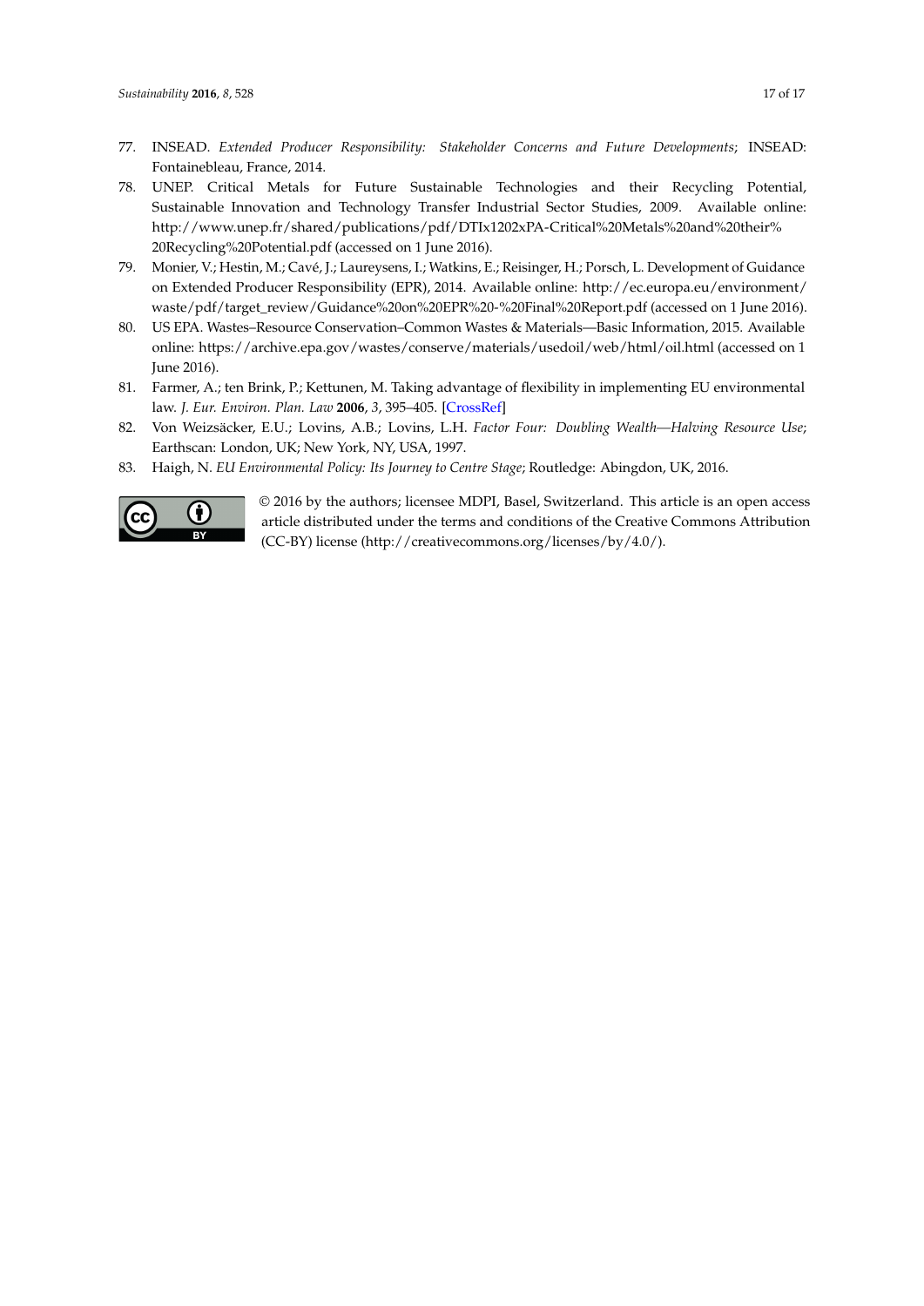77. INSEAD. *Extended Producer Responsibility: Stakeholder Concerns and Future Developments*; INSEAD: Fontainebleau, France, 2014.
78. UNEP. Critical Metals for Future Sustainable Technologies and their Recycling Potential, Sustainable Innovation and Technology Transfer Industrial Sector Studies, 2009. Available online: http://www.unep.fr/shared/publications/pdf/DTIx1202xPA-Critical%20Metals%20and%20their%20Recycling%20Potential.pdf (accessed on 1 June 2016).
79. Monier, V.; Hestin, M.; Cavé, J.; Laureysens, I.; Watkins, E.; Reisinger, H.; Porsch, L. Development of Guidance on Extended Producer Responsibility (EPR), 2014. Available online: http://ec.europa.eu/environment/waste/pdf/target_review/Guidance%20on%20EPR%20-%20Final%20Report.pdf (accessed on 1 June 2016).
80. US EPA. Wastes–Resource Conservation–Common Wastes & Materials—Basic Information, 2015. Available online: https://archive.epa.gov/wastes/conserve/materials/usedoil/web/html/oil.html (accessed on 1 June 2016).
81. Farmer, A.; ten Brink, P.; Kettunen, M. Taking advantage of flexibility in implementing EU environmental law. *J. Eur. Environ. Plan. Law* **2006**, *3*, 395–405. [CrossRef]
82. Von Weizsäcker, E.U.; Lovins, A.B.; Lovins, L.H. *Factor Four: Doubling Wealth—Halving Resource Use*; Earthscan: London, UK; New York, NY, USA, 1997.
83. Haigh, N. *EU Environmental Policy: Its Journey to Centre Stage*; Routledge: Abingdon, UK, 2016.

© 2016 by the authors; licensee MDPI, Basel, Switzerland. This article is an open access article distributed under the terms and conditions of the Creative Commons Attribution (CC-BY) license (http://creativecommons.org/licenses/by/4.0/).